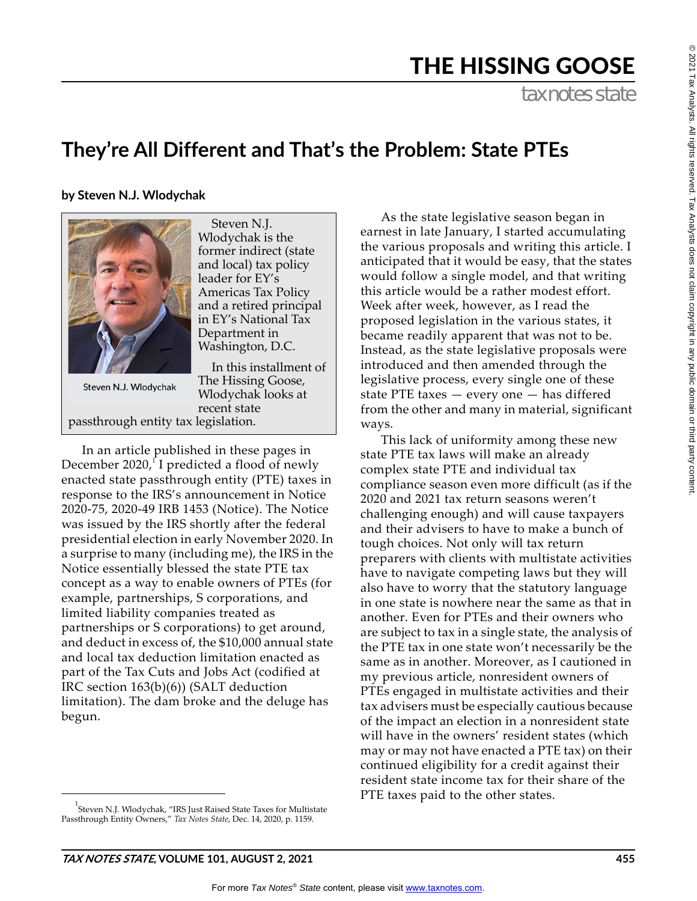# THE HISSING GOOSE

taxnotes state

## They're All Different and That's the Problem: State PTEs

**by Steven N.J. Wlodychak**

Steven N.J. Wlodychak

Steven N.J. Wlodychak is the former indirect (state and local) tax policy leader for EY's Americas Tax Policy and a retired principal in EY's National Tax Department in Washington, D.C.

In this installment of The Hissing Goose, Wlodychak looks at recent state passthrough entity tax legislation.

In an article published in these pages in December 2020,[1] I predicted a flood of newly enacted state passthrough entity (PTE) taxes in response to the IRS's announcement in Notice 2020-75, 2020-49 IRB 1453 (Notice). The Notice was issued by the IRS shortly after the federal presidential election in early November 2020. In a surprise to many (including me), the IRS in the Notice essentially blessed the state PTE tax concept as a way to enable owners of PTEs (for example, partnerships, S corporations, and limited liability companies treated as partnerships or S corporations) to get around, and deduct in excess of, the $10,000 annual state and local tax deduction limitation enacted as part of the Tax Cuts and Jobs Act (codified at IRC section 163(b)(6)) (SALT deduction limitation). The dam broke and the deluge has begun.

As the state legislative season began in earnest in late January, I started accumulating the various proposals and writing this article. I anticipated that it would be easy, that the states would follow a single model, and that writing this article would be a rather modest effort. Week after week, however, as I read the proposed legislation in the various states, it became readily apparent that was not to be. Instead, as the state legislative proposals were introduced and then amended through the legislative process, every single one of these state PTE taxes — every one — has differed from the other and many in material, significant ways.

This lack of uniformity among these new state PTE tax laws will make an already complex state PTE and individual tax compliance season even more difficult (as if the 2020 and 2021 tax return seasons weren't challenging enough) and will cause taxpayers and their advisers to have to make a bunch of tough choices. Not only will tax return preparers with clients with multistate activities have to navigate competing laws but they will also have to worry that the statutory language in one state is nowhere near the same as that in another. Even for PTEs and their owners who are subject to tax in a single state, the analysis of the PTE tax in one state won't necessarily be the same as in another. Moreover, as I cautioned in my previous article, nonresident owners of PTEs engaged in multistate activities and their tax advisers must be especially cautious because of the impact an election in a nonresident state will have in the owners' resident states (which may or may not have enacted a PTE tax) on their continued eligibility for a credit against their resident state income tax for their share of the PTE taxes paid to the other states.

---

[1] Steven N.J. Wlodychak, "IRS Just Raised State Taxes for Multistate Passthrough Entity Owners," *Tax Notes State*, Dec. 14, 2020, p. 1159.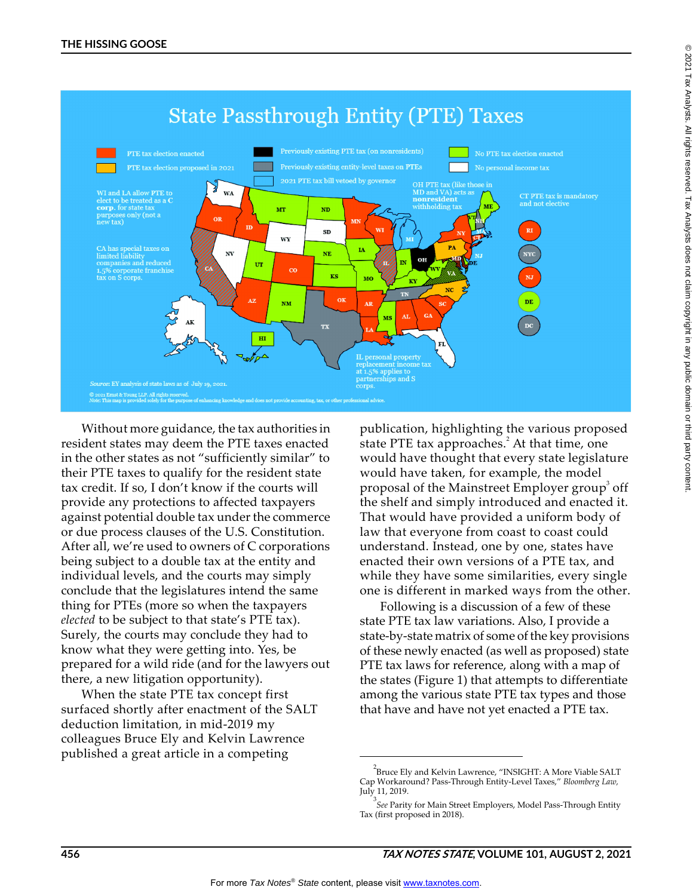## State Passthrough Entity (PTE) Taxes

- PTE tax election enacted
- PTE tax election proposed in 2021
- Previously existing PTE tax (on nonresidents)
- Previously existing entity-level taxes on PTEs
- 2021 PTE tax bill vetoed by governor
- No PTE tax election enacted
- No personal income tax

WI and LA allow PTE to elect to be treated as a C **corp.** for state tax purposes only (not a new tax)

CA has special taxes on limited liability companies and reduced 1.5% corporate franchise tax on S corps.

OH PTE tax (like those in MD and VA) acts as **nonresident** withholding tax

CT PTE tax is mandatory and not elective

IL personal property replacement income tax at 1.5% applies to partnerships and S corps.

*Source*: EY analysis of state laws as of July 19, 2021.

© 2021 Ernst & Young LLP. All rights reserved.
*Note*: This map is provided solely for the purpose of enhancing knowledge and does not provide accounting, tax, or other professional advice.

Without more guidance, the tax authorities in resident states may deem the PTE taxes enacted in the other states as not "sufficiently similar" to their PTE taxes to qualify for the resident state tax credit. If so, I don't know if the courts will provide any protections to affected taxpayers against potential double tax under the commerce or due process clauses of the U.S. Constitution. After all, we're used to owners of C corporations being subject to a double tax at the entity and individual levels, and the courts may simply conclude that the legislatures intend the same thing for PTEs (more so when the taxpayers *elected* to be subject to that state's PTE tax). Surely, the courts may conclude they had to know what they were getting into. Yes, be prepared for a wild ride (and for the lawyers out there, a new litigation opportunity).

When the state PTE tax concept first surfaced shortly after enactment of the SALT deduction limitation, in mid-2019 my colleagues Bruce Ely and Kelvin Lawrence published a great article in a competing publication, highlighting the various proposed state PTE tax approaches.[2] At that time, one would have thought that every state legislature would have taken, for example, the model proposal of the Mainstreet Employer group[3] off the shelf and simply introduced and enacted it. That would have provided a uniform body of law that everyone from coast to coast could understand. Instead, one by one, states have enacted their own versions of a PTE tax, and while they have some similarities, every single one is different in marked ways from the other.

Following is a discussion of a few of these state PTE tax law variations. Also, I provide a state-by-state matrix of some of the key provisions of these newly enacted (as well as proposed) state PTE tax laws for reference, along with a map of the states (Figure 1) that attempts to differentiate among the various state PTE tax types and those that have and have not yet enacted a PTE tax.

---

[2] Bruce Ely and Kelvin Lawrence, "INSIGHT: A More Viable SALT Cap Workaround? Pass-Through Entity-Level Taxes," *Bloomberg Law*, July 11, 2019.

[3] *See* Parity for Main Street Employers, Model Pass-Through Entity Tax (first proposed in 2018).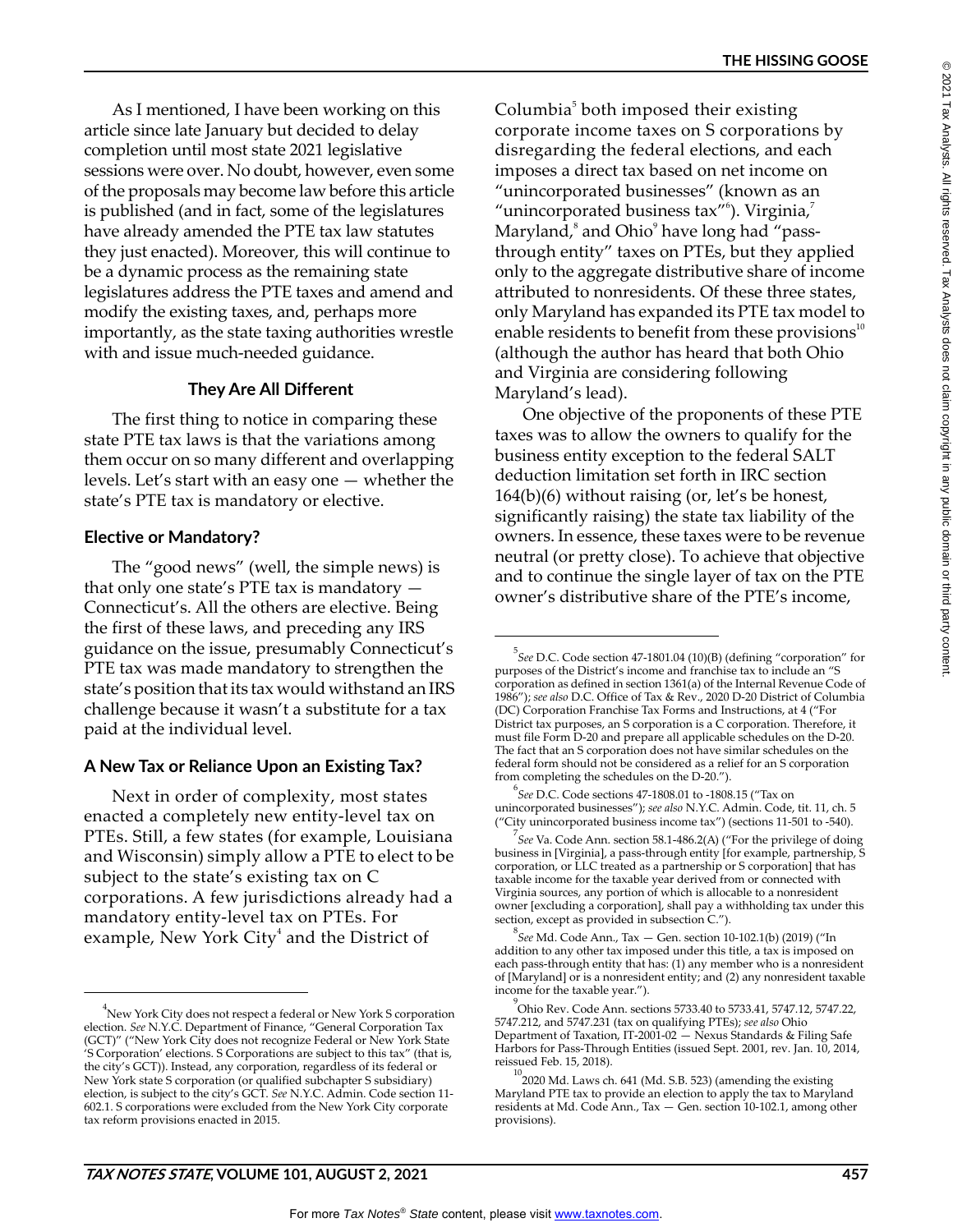As I mentioned, I have been working on this article since late January but decided to delay completion until most state 2021 legislative sessions were over. No doubt, however, even some of the proposals may become law before this article is published (and in fact, some of the legislatures have already amended the PTE tax law statutes they just enacted). Moreover, this will continue to be a dynamic process as the remaining state legislatures address the PTE taxes and amend and modify the existing taxes, and, perhaps more importantly, as the state taxing authorities wrestle with and issue much-needed guidance.

## They Are All Different

The first thing to notice in comparing these state PTE tax laws is that the variations among them occur on so many different and overlapping levels. Let's start with an easy one — whether the state's PTE tax is mandatory or elective.

### Elective or Mandatory?

The "good news" (well, the simple news) is that only one state's PTE tax is mandatory — Connecticut's. All the others are elective. Being the first of these laws, and preceding any IRS guidance on the issue, presumably Connecticut's PTE tax was made mandatory to strengthen the state's position that its tax would withstand an IRS challenge because it wasn't a substitute for a tax paid at the individual level.

### A New Tax or Reliance Upon an Existing Tax?

Next in order of complexity, most states enacted a completely new entity-level tax on PTEs. Still, a few states (for example, Louisiana and Wisconsin) simply allow a PTE to elect to be subject to the state's existing tax on C corporations. A few jurisdictions already had a mandatory entity-level tax on PTEs. For example, New York City[4] and the District of Columbia[5] both imposed their existing corporate income taxes on S corporations by disregarding the federal elections, and each imposes a direct tax based on net income on "unincorporated businesses" (known as an "unincorporated business tax"[6]). Virginia,[7] Maryland,[8] and Ohio[9] have long had "pass-through entity" taxes on PTEs, but they applied only to the aggregate distributive share of income attributed to nonresidents. Of these three states, only Maryland has expanded its PTE tax model to enable residents to benefit from these provisions[10] (although the author has heard that both Ohio and Virginia are considering following Maryland's lead).

One objective of the proponents of these PTE taxes was to allow the owners to qualify for the business entity exception to the federal SALT deduction limitation set forth in IRC section 164(b)(6) without raising (or, let's be honest, significantly raising) the state tax liability of the owners. In essence, these taxes were to be revenue neutral (or pretty close). To achieve that objective and to continue the single layer of tax on the PTE owner's distributive share of the PTE's income,

---

[4]New York City does not respect a federal or New York S corporation election. *See* N.Y.C. Department of Finance, "General Corporation Tax (GCT)" ("New York City does not recognize Federal or New York State 'S Corporation' elections. S Corporations are subject to this tax" (that is, the city's GCT)). Instead, any corporation, regardless of its federal or New York state S corporation (or qualified subchapter S subsidiary) election, is subject to the city's GCT. *See* N.Y.C. Admin. Code section 11-602.1. S corporations were excluded from the New York City corporate tax reform provisions enacted in 2015.

[5]*See* D.C. Code section 47-1801.04 (10)(B) (defining "corporation" for purposes of the District's income and franchise tax to include an "S corporation as defined in section 1361(a) of the Internal Revenue Code of 1986"); *see also* D.C. Office of Tax & Rev., 2020 D-20 District of Columbia (DC) Corporation Franchise Tax Forms and Instructions, at 4 ("For District tax purposes, an S corporation is a C corporation. Therefore, it must file Form D-20 and prepare all applicable schedules on the D-20. The fact that an S corporation does not have similar schedules on the federal form should not be considered as a relief for an S corporation from completing the schedules on the D-20.").

[6]*See* D.C. Code sections 47-1808.01 to -1808.15 ("Tax on unincorporated businesses"); *see also* N.Y.C. Admin. Code, tit. 11, ch. 5 ("City unincorporated business income tax") (sections 11-501 to -540).

[7]*See* Va. Code Ann. section 58.1-486.2(A) ("For the privilege of doing business in [Virginia], a pass-through entity [for example, partnership, S corporation, or LLC treated as a partnership or S corporation] that has taxable income for the taxable year derived from or connected with Virginia sources, any portion of which is allocable to a nonresident owner [excluding a corporation], shall pay a withholding tax under this section, except as provided in subsection C.").

[8]*See* Md. Code Ann., Tax — Gen. section 10-102.1(b) (2019) ("In addition to any other tax imposed under this title, a tax is imposed on each pass-through entity that has: (1) any member who is a nonresident of [Maryland] or is a nonresident entity; and (2) any nonresident taxable income for the taxable year.").

[9]Ohio Rev. Code Ann. sections 5733.40 to 5733.41, 5747.12, 5747.22, 5747.212, and 5747.231 (tax on qualifying PTEs); *see also* Ohio Department of Taxation, IT-2001-02 — Nexus Standards & Filing Safe Harbors for Pass-Through Entities (issued Sept. 2001, rev. Jan. 10, 2014, reissued Feb. 15, 2018).

[10]2020 Md. Laws ch. 641 (Md. S.B. 523) (amending the existing Maryland PTE tax to provide an election to apply the tax to Maryland residents at Md. Code Ann., Tax — Gen. section 10-102.1, among other provisions).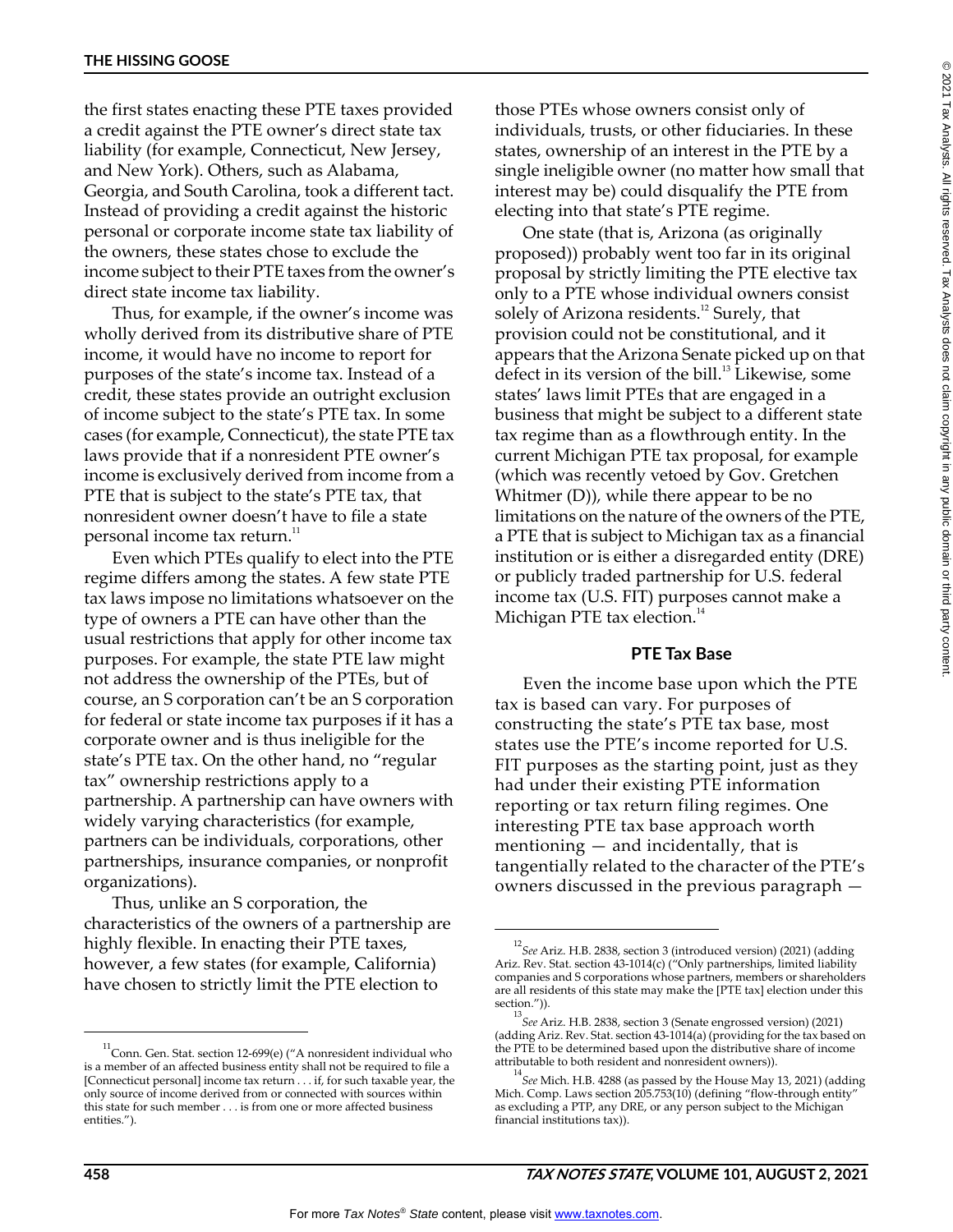the first states enacting these PTE taxes provided a credit against the PTE owner's direct state tax liability (for example, Connecticut, New Jersey, and New York). Others, such as Alabama, Georgia, and South Carolina, took a different tact. Instead of providing a credit against the historic personal or corporate income state tax liability of the owners, these states chose to exclude the income subject to their PTE taxes from the owner's direct state income tax liability.

Thus, for example, if the owner's income was wholly derived from its distributive share of PTE income, it would have no income to report for purposes of the state's income tax. Instead of a credit, these states provide an outright exclusion of income subject to the state's PTE tax. In some cases (for example, Connecticut), the state PTE tax laws provide that if a nonresident PTE owner's income is exclusively derived from income from a PTE that is subject to the state's PTE tax, that nonresident owner doesn't have to file a state personal income tax return.[11]

Even which PTEs qualify to elect into the PTE regime differs among the states. A few state PTE tax laws impose no limitations whatsoever on the type of owners a PTE can have other than the usual restrictions that apply for other income tax purposes. For example, the state PTE law might not address the ownership of the PTEs, but of course, an S corporation can't be an S corporation for federal or state income tax purposes if it has a corporate owner and is thus ineligible for the state's PTE tax. On the other hand, no "regular tax" ownership restrictions apply to a partnership. A partnership can have owners with widely varying characteristics (for example, partners can be individuals, corporations, other partnerships, insurance companies, or nonprofit organizations).

Thus, unlike an S corporation, the characteristics of the owners of a partnership are highly flexible. In enacting their PTE taxes, however, a few states (for example, California) have chosen to strictly limit the PTE election to those PTEs whose owners consist only of individuals, trusts, or other fiduciaries. In these states, ownership of an interest in the PTE by a single ineligible owner (no matter how small that interest may be) could disqualify the PTE from electing into that state's PTE regime.

One state (that is, Arizona (as originally proposed)) probably went too far in its original proposal by strictly limiting the PTE elective tax only to a PTE whose individual owners consist solely of Arizona residents.[12] Surely, that provision could not be constitutional, and it appears that the Arizona Senate picked up on that defect in its version of the bill.[13] Likewise, some states' laws limit PTEs that are engaged in a business that might be subject to a different state tax regime than as a flowthrough entity. In the current Michigan PTE tax proposal, for example (which was recently vetoed by Gov. Gretchen Whitmer (D)), while there appear to be no limitations on the nature of the owners of the PTE, a PTE that is subject to Michigan tax as a financial institution or is either a disregarded entity (DRE) or publicly traded partnership for U.S. federal income tax (U.S. FIT) purposes cannot make a Michigan PTE tax election.[14]

### PTE Tax Base

Even the income base upon which the PTE tax is based can vary. For purposes of constructing the state's PTE tax base, most states use the PTE's income reported for U.S. FIT purposes as the starting point, just as they had under their existing PTE information reporting or tax return filing regimes. One interesting PTE tax base approach worth mentioning — and incidentally, that is tangentially related to the character of the PTE's owners discussed in the previous paragraph —

---

[11] Conn. Gen. Stat. section 12-699(e) ("A nonresident individual who is a member of an affected business entity shall not be required to file a [Connecticut personal] income tax return . . . if, for such taxable year, the only source of income derived from or connected with sources within this state for such member . . . is from one or more affected business entities.").

[12] *See* Ariz. H.B. 2838, section 3 (introduced version) (2021) (adding Ariz. Rev. Stat. section 43-1014(c) ("Only partnerships, limited liability companies and S corporations whose partners, members or shareholders are all residents of this state may make the [PTE tax] election under this section.")).

[13] *See* Ariz. H.B. 2838, section 3 (Senate engrossed version) (2021) (adding Ariz. Rev. Stat. section 43-1014(a) (providing for the tax based on the PTE to be determined based upon the distributive share of income attributable to both resident and nonresident owners)).

[14] *See* Mich. H.B. 4288 (as passed by the House May 13, 2021) (adding Mich. Comp. Laws section 205.753(10) (defining "flow-through entity" as excluding a PTP, any DRE, or any person subject to the Michigan financial institutions tax)).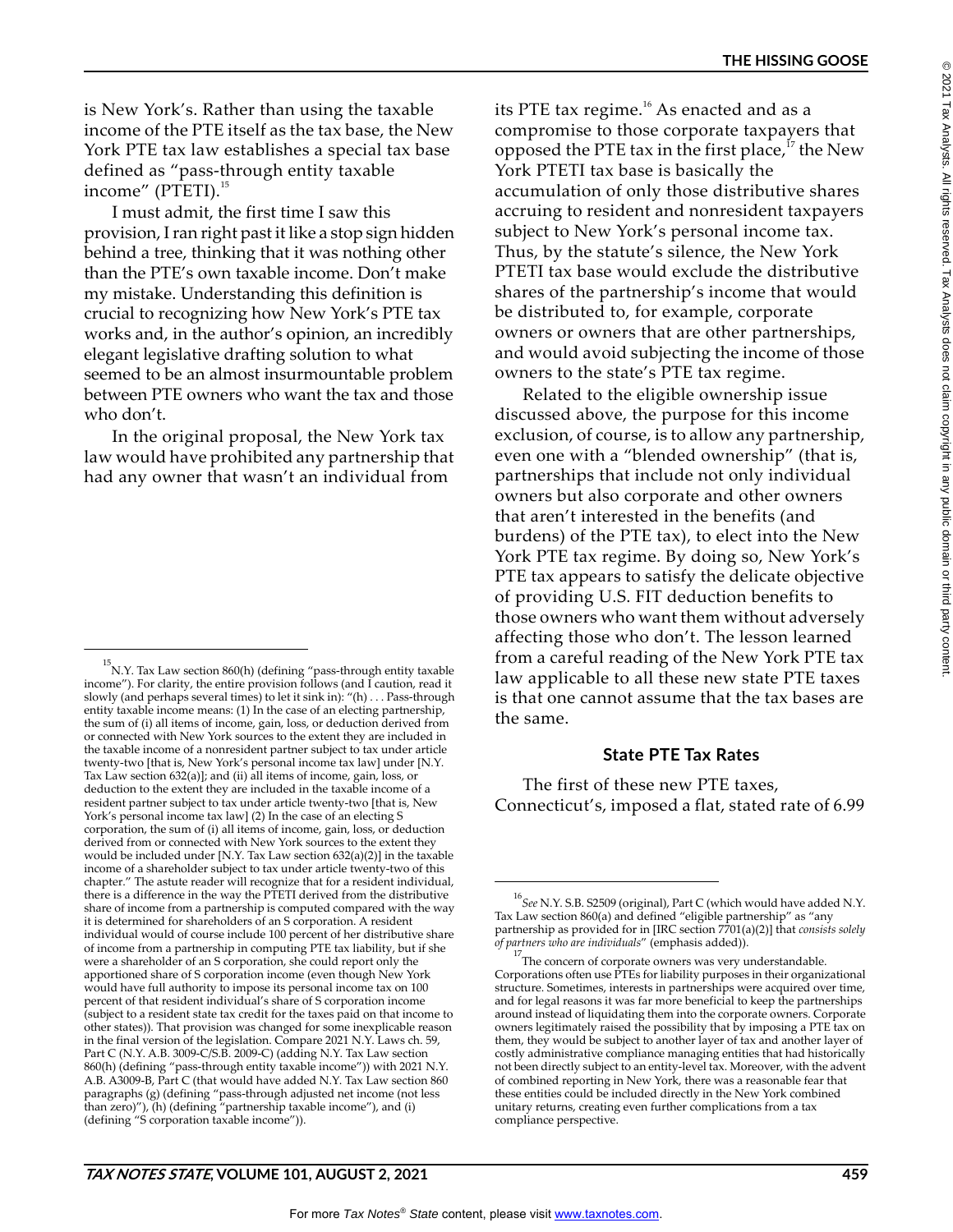is New York's. Rather than using the taxable income of the PTE itself as the tax base, the New York PTE tax law establishes a special tax base defined as "pass-through entity taxable income" (PTETI).[15]

I must admit, the first time I saw this provision, I ran right past it like a stop sign hidden behind a tree, thinking that it was nothing other than the PTE's own taxable income. Don't make my mistake. Understanding this definition is crucial to recognizing how New York's PTE tax works and, in the author's opinion, an incredibly elegant legislative drafting solution to what seemed to be an almost insurmountable problem between PTE owners who want the tax and those who don't.

In the original proposal, the New York tax law would have prohibited any partnership that had any owner that wasn't an individual from its PTE tax regime.[16] As enacted and as a compromise to those corporate taxpayers that opposed the PTE tax in the first place,[17] the New York PTETI tax base is basically the accumulation of only those distributive shares accruing to resident and nonresident taxpayers subject to New York's personal income tax. Thus, by the statute's silence, the New York PTETI tax base would exclude the distributive shares of the partnership's income that would be distributed to, for example, corporate owners or owners that are other partnerships, and would avoid subjecting the income of those owners to the state's PTE tax regime.

Related to the eligible ownership issue discussed above, the purpose for this income exclusion, of course, is to allow any partnership, even one with a "blended ownership" (that is, partnerships that include not only individual owners but also corporate and other owners that aren't interested in the benefits (and burdens) of the PTE tax), to elect into the New York PTE tax regime. By doing so, New York's PTE tax appears to satisfy the delicate objective of providing U.S. FIT deduction benefits to those owners who want them without adversely affecting those who don't. The lesson learned from a careful reading of the New York PTE tax law applicable to all these new state PTE taxes is that one cannot assume that the tax bases are the same.

### State PTE Tax Rates

The first of these new PTE taxes, Connecticut's, imposed a flat, stated rate of 6.99

---

[15] N.Y. Tax Law section 860(h) (defining "pass-through entity taxable income"). For clarity, the entire provision follows (and I caution, read it slowly (and perhaps several times) to let it sink in): "(h) . . . Pass-through entity taxable income means: (1) In the case of an electing partnership, the sum of (i) all items of income, gain, loss, or deduction derived from or connected with New York sources to the extent they are included in the taxable income of a nonresident partner subject to tax under article twenty-two [that is, New York's personal income tax law] under [N.Y. Tax Law section 632(a)]; and (ii) all items of income, gain, loss, or deduction to the extent they are included in the taxable income of a resident partner subject to tax under article twenty-two [that is, New York's personal income tax law] (2) In the case of an electing S corporation, the sum of (i) all items of income, gain, loss, or deduction derived from or connected with New York sources to the extent they would be included under [N.Y. Tax Law section 632(a)(2)] in the taxable income of a shareholder subject to tax under article twenty-two of this chapter." The astute reader will recognize that for a resident individual, there is a difference in the way the PTETI derived from the distributive share of income from a partnership is computed compared with the way it is determined for shareholders of an S corporation. A resident individual would of course include 100 percent of her distributive share of income from a partnership in computing PTE tax liability, but if she were a shareholder of an S corporation, she could report only the apportioned share of S corporation income (even though New York would have full authority to impose its personal income tax on 100 percent of that resident individual's share of S corporation income (subject to a resident state tax credit for the taxes paid on that income to other states)). That provision was changed for some inexplicable reason in the final version of the legislation. Compare 2021 N.Y. Laws ch. 59, Part C (N.Y. A.B. 3009-C/S.B. 2009-C) (adding N.Y. Tax Law section 860(h) (defining "pass-through entity taxable income")) with 2021 N.Y. A.B. A3009-B, Part C (that would have added N.Y. Tax Law section 860 paragraphs (g) (defining "pass-through adjusted net income (not less than zero)"), (h) (defining "partnership taxable income"), and (i) (defining "S corporation taxable income")).

[16] *See* N.Y. S.B. S2509 (original), Part C (which would have added N.Y. Tax Law section 860(a) and defined "eligible partnership" as "any partnership as provided for in [IRC section 7701(a)(2)] that *consists solely of partners who are individuals*" (emphasis added)).

[17] The concern of corporate owners was very understandable. Corporations often use PTEs for liability purposes in their organizational structure. Sometimes, interests in partnerships were acquired over time, and for legal reasons it was far more beneficial to keep the partnerships around instead of liquidating them into the corporate owners. Corporate owners legitimately raised the possibility that by imposing a PTE tax on them, they would be subject to another layer of tax and another layer of costly administrative compliance managing entities that had historically not been directly subject to an entity-level tax. Moreover, with the advent of combined reporting in New York, there was a reasonable fear that these entities could be included directly in the New York combined unitary returns, creating even further complications from a tax compliance perspective.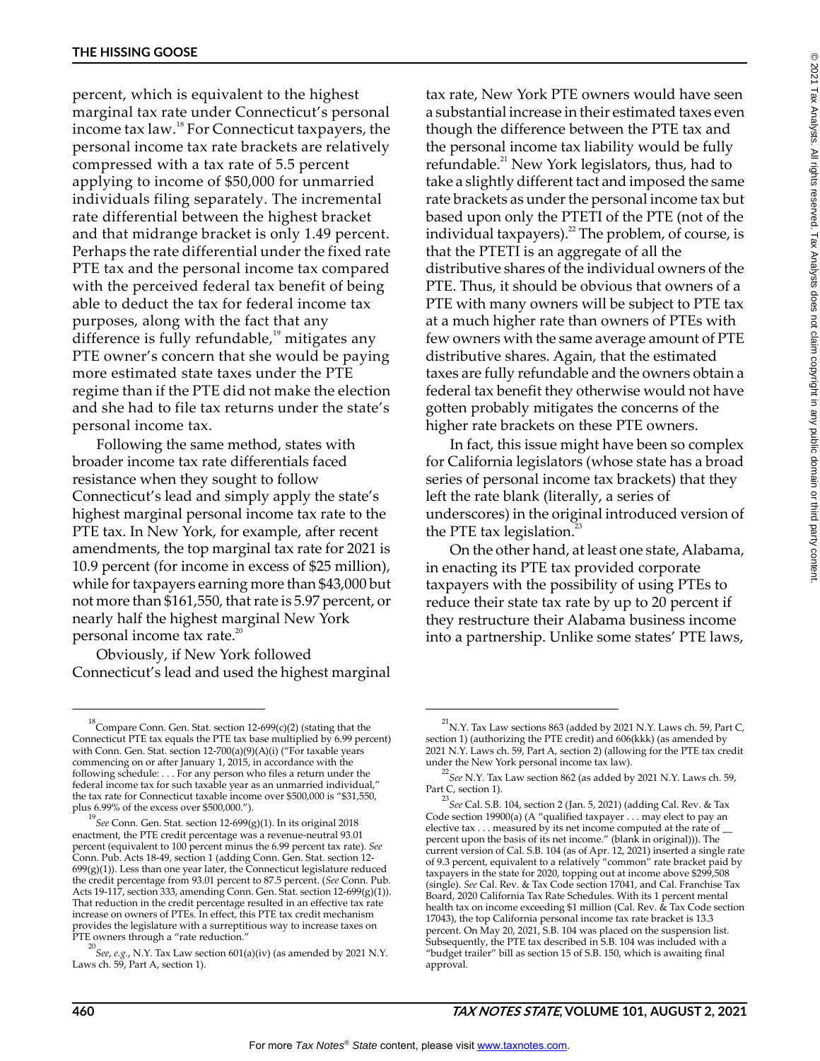percent, which is equivalent to the highest marginal tax rate under Connecticut's personal income tax law.[18] For Connecticut taxpayers, the personal income tax rate brackets are relatively compressed with a tax rate of 5.5 percent applying to income of $50,000 for unmarried individuals filing separately. The incremental rate differential between the highest bracket and that midrange bracket is only 1.49 percent. Perhaps the rate differential under the fixed rate PTE tax and the personal income tax compared with the perceived federal tax benefit of being able to deduct the tax for federal income tax purposes, along with the fact that any difference is fully refundable,[19] mitigates any PTE owner's concern that she would be paying more estimated state taxes under the PTE regime than if the PTE did not make the election and she had to file tax returns under the state's personal income tax.

Following the same method, states with broader income tax rate differentials faced resistance when they sought to follow Connecticut's lead and simply apply the state's highest marginal personal income tax rate to the PTE tax. In New York, for example, after recent amendments, the top marginal tax rate for 2021 is 10.9 percent (for income in excess of $25 million), while for taxpayers earning more than $43,000 but not more than $161,550, that rate is 5.97 percent, or nearly half the highest marginal New York personal income tax rate.[20]

Obviously, if New York followed Connecticut's lead and used the highest marginal tax rate, New York PTE owners would have seen a substantial increase in their estimated taxes even though the difference between the PTE tax and the personal income tax liability would be fully refundable.[21] New York legislators, thus, had to take a slightly different tact and imposed the same rate brackets as under the personal income tax but based upon only the PTETI of the PTE (not of the individual taxpayers).[22] The problem, of course, is that the PTETI is an aggregate of all the distributive shares of the individual owners of the PTE. Thus, it should be obvious that owners of a PTE with many owners will be subject to PTE tax at a much higher rate than owners of PTEs with few owners with the same average amount of PTE distributive shares. Again, that the estimated taxes are fully refundable and the owners obtain a federal tax benefit they otherwise would not have gotten probably mitigates the concerns of the higher rate brackets on these PTE owners.

In fact, this issue might have been so complex for California legislators (whose state has a broad series of personal income tax brackets) that they left the rate blank (literally, a series of underscores) in the original introduced version of the PTE tax legislation.[23]

On the other hand, at least one state, Alabama, in enacting its PTE tax provided corporate taxpayers with the possibility of using PTEs to reduce their state tax rate by up to 20 percent if they restructure their Alabama business income into a partnership. Unlike some states' PTE laws,

---

[18] Compare Conn. Gen. Stat. section 12-699(c)(2) (stating that the Connecticut PTE tax equals the PTE tax base multiplied by 6.99 percent) with Conn. Gen. Stat. section 12-700(a)(9)(A)(i) ("For taxable years commencing on or after January 1, 2015, in accordance with the following schedule: . . . For any person who files a return under the federal income tax for such taxable year as an unmarried individual," the tax rate for Connecticut taxable income over $500,000 is "$31,550, plus 6.99% of the excess over $500,000.").

[19] *See* Conn. Gen. Stat. section 12-699(g)(1). In its original 2018 enactment, the PTE credit percentage was a revenue-neutral 93.01 percent (equivalent to 100 percent minus the 6.99 percent tax rate). *See* Conn. Pub. Acts 18-49, section 1 (adding Conn. Gen. Stat. section 12-699(g)(1)). Less than one year later, the Connecticut legislature reduced the credit percentage from 93.01 percent to 87.5 percent. (*See* Conn. Pub. Acts 19-117, section 333, amending Conn. Gen. Stat. section 12-699(g)(1)). That reduction in the credit percentage resulted in an effective tax rate increase on owners of PTEs. In effect, this PTE tax credit mechanism provides the legislature with a surreptitious way to increase taxes on PTE owners through a "rate reduction."

[20] *See, e.g.*, N.Y. Tax Law section 601(a)(iv) (as amended by 2021 N.Y. Laws ch. 59, Part A, section 1).

[21] N.Y. Tax Law sections 863 (added by 2021 N.Y. Laws ch. 59, Part C, section 1) (authorizing the PTE credit) and 606(kkk) (as amended by 2021 N.Y. Laws ch. 59, Part A, section 2) (allowing for the PTE tax credit under the New York personal income tax law).

[22] *See* N.Y. Tax Law section 862 (as added by 2021 N.Y. Laws ch. 59, Part C, section 1).

[23] *See* Cal. S.B. 104, section 2 (Jan. 5, 2021) (adding Cal. Rev. & Tax Code section 19900(a) (A "qualified taxpayer . . . may elect to pay an elective tax . . . measured by its net income computed at the rate of __ percent upon the basis of its net income." (blank in original))). The current version of Cal. S.B. 104 (as of Apr. 12, 2021) inserted a single rate of 9.3 percent, equivalent to a relatively "common" rate bracket paid by taxpayers in the state for 2020, topping out at income above $299,508 (single). *See* Cal. Rev. & Tax Code section 17041, and Cal. Franchise Tax Board, 2020 California Tax Rate Schedules. With its 1 percent mental health tax on income exceeding $1 million (Cal. Rev. & Tax Code section 17043), the top California personal income tax rate bracket is 13.3 percent. On May 20, 2021, S.B. 104 was placed on the suspension list. Subsequently, the PTE tax described in S.B. 104 was included with a "budget trailer" bill as section 15 of S.B. 150, which is awaiting final approval.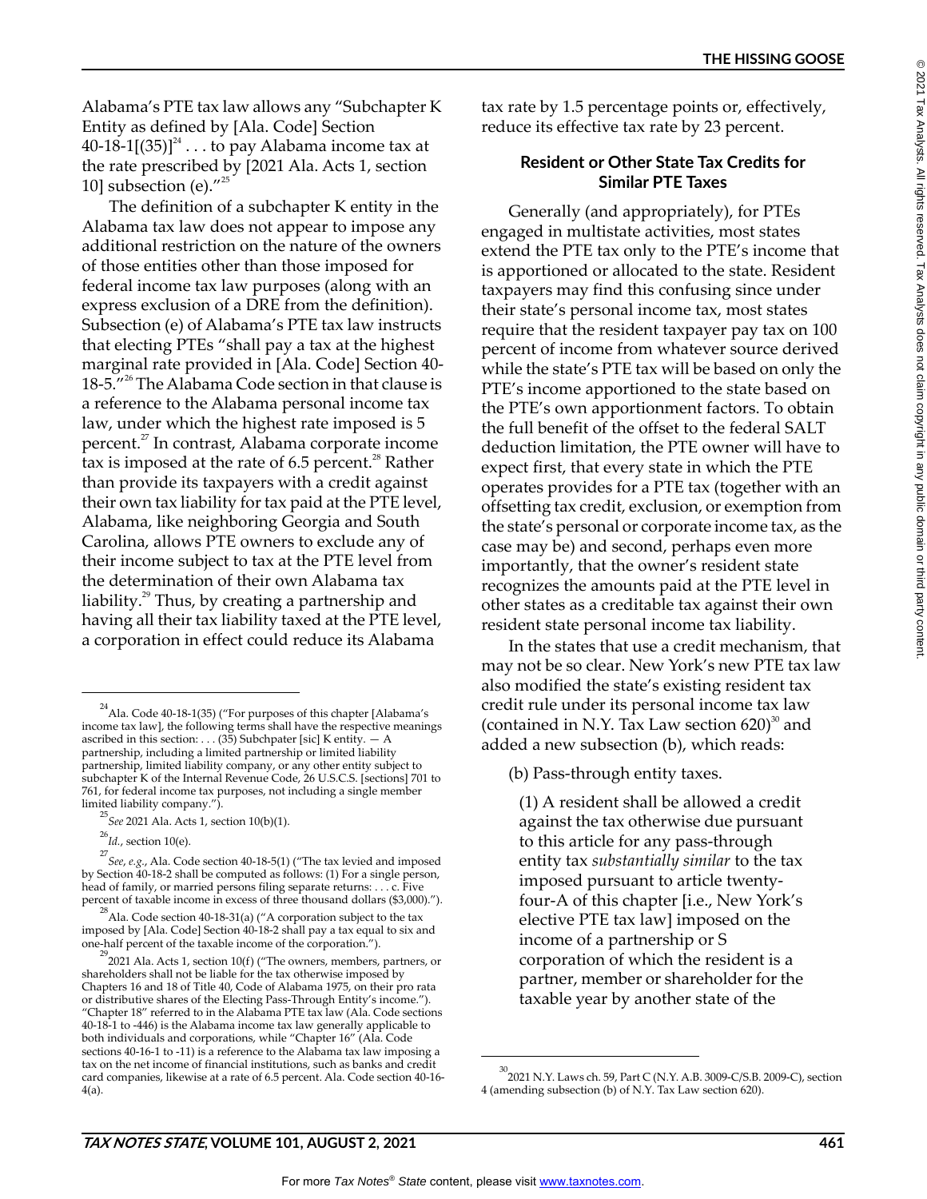Alabama's PTE tax law allows any "Subchapter K Entity as defined by [Ala. Code] Section 40-18-1[(35)][24] . . . to pay Alabama income tax at the rate prescribed by [2021 Ala. Acts 1, section 10] subsection (e)."[25]

The definition of a subchapter K entity in the Alabama tax law does not appear to impose any additional restriction on the nature of the owners of those entities other than those imposed for federal income tax law purposes (along with an express exclusion of a DRE from the definition). Subsection (e) of Alabama's PTE tax law instructs that electing PTEs "shall pay a tax at the highest marginal rate provided in [Ala. Code] Section 40-18-5."[26] The Alabama Code section in that clause is a reference to the Alabama personal income tax law, under which the highest rate imposed is 5 percent.[27] In contrast, Alabama corporate income tax is imposed at the rate of 6.5 percent.[28] Rather than provide its taxpayers with a credit against their own tax liability for tax paid at the PTE level, Alabama, like neighboring Georgia and South Carolina, allows PTE owners to exclude any of their income subject to tax at the PTE level from the determination of their own Alabama tax liability.[29] Thus, by creating a partnership and having all their tax liability taxed at the PTE level, a corporation in effect could reduce its Alabama tax rate by 1.5 percentage points or, effectively, reduce its effective tax rate by 23 percent.

### Resident or Other State Tax Credits for Similar PTE Taxes

Generally (and appropriately), for PTEs engaged in multistate activities, most states extend the PTE tax only to the PTE's income that is apportioned or allocated to the state. Resident taxpayers may find this confusing since under their state's personal income tax, most states require that the resident taxpayer pay tax on 100 percent of income from whatever source derived while the state's PTE tax will be based on only the PTE's income apportioned to the state based on the PTE's own apportionment factors. To obtain the full benefit of the offset to the federal SALT deduction limitation, the PTE owner will have to expect first, that every state in which the PTE operates provides for a PTE tax (together with an offsetting tax credit, exclusion, or exemption from the state's personal or corporate income tax, as the case may be) and second, perhaps even more importantly, that the owner's resident state recognizes the amounts paid at the PTE level in other states as a creditable tax against their own resident state personal income tax liability.

In the states that use a credit mechanism, that may not be so clear. New York's new PTE tax law also modified the state's existing resident tax credit rule under its personal income tax law (contained in N.Y. Tax Law section 620)[30] and added a new subsection (b), which reads:

> (b) Pass-through entity taxes.
>
> (1) A resident shall be allowed a credit against the tax otherwise due pursuant to this article for any pass-through entity tax *substantially similar* to the tax imposed pursuant to article twenty-four-A of this chapter [i.e., New York's elective PTE tax law] imposed on the income of a partnership or S corporation of which the resident is a partner, member or shareholder for the taxable year by another state of the

---

[24] Ala. Code 40-18-1(35) ("For purposes of this chapter [Alabama's income tax law], the following terms shall have the respective meanings ascribed in this section: . . . (35) Subchpater [sic] K entity. — A partnership, including a limited partnership or limited liability partnership, limited liability company, or any other entity subject to subchapter K of the Internal Revenue Code, 26 U.S.C.S. [sections] 701 to 761, for federal income tax purposes, not including a single member limited liability company.").

[25] *See* 2021 Ala. Acts 1, section 10(b)(1).

[26] *Id.*, section 10(e).

[27] *See*, *e.g.*, Ala. Code section 40-18-5(1) ("The tax levied and imposed by Section 40-18-2 shall be computed as follows: (1) For a single person, head of family, or married persons filing separate returns: . . . c. Five percent of taxable income in excess of three thousand dollars ($3,000).").

[28] Ala. Code section 40-18-31(a) ("A corporation subject to the tax imposed by [Ala. Code] Section 40-18-2 shall pay a tax equal to six and one-half percent of the taxable income of the corporation.").

[29] 2021 Ala. Acts 1, section 10(f) ("The owners, members, partners, or shareholders shall not be liable for the tax otherwise imposed by Chapters 16 and 18 of Title 40, Code of Alabama 1975, on their pro rata or distributive shares of the Electing Pass-Through Entity's income."). "Chapter 18" referred to in the Alabama PTE tax law (Ala. Code sections 40-18-1 to -446) is the Alabama income tax law generally applicable to both individuals and corporations, while "Chapter 16" (Ala. Code sections 40-16-1 to -11) is a reference to the Alabama tax law imposing a tax on the net income of financial institutions, such as banks and credit card companies, likewise at a rate of 6.5 percent. Ala. Code section 40-16-4(a).

[30] 2021 N.Y. Laws ch. 59, Part C (N.Y. A.B. 3009-C/S.B. 2009-C), section 4 (amending subsection (b) of N.Y. Tax Law section 620).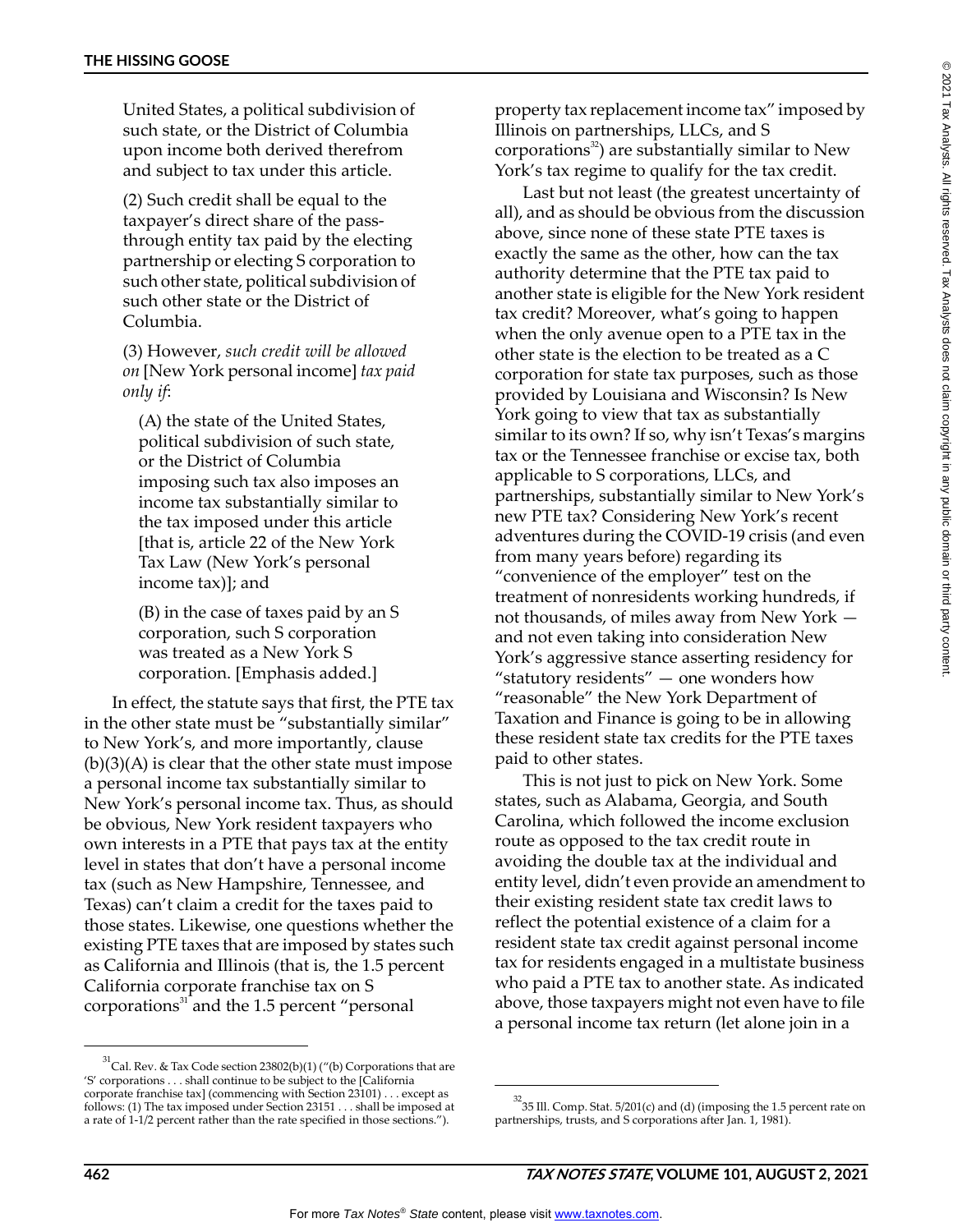United States, a political subdivision of such state, or the District of Columbia upon income both derived therefrom and subject to tax under this article.

(2) Such credit shall be equal to the taxpayer's direct share of the pass-through entity tax paid by the electing partnership or electing S corporation to such other state, political subdivision of such other state or the District of Columbia.

(3) However, *such credit will be allowed on* [New York personal income] *tax paid only if*:

(A) the state of the United States, political subdivision of such state, or the District of Columbia imposing such tax also imposes an income tax substantially similar to the tax imposed under this article [that is, article 22 of the New York Tax Law (New York's personal income tax)]; and

(B) in the case of taxes paid by an S corporation, such S corporation was treated as a New York S corporation. [Emphasis added.]

In effect, the statute says that first, the PTE tax in the other state must be "substantially similar" to New York's, and more importantly, clause (b)(3)(A) is clear that the other state must impose a personal income tax substantially similar to New York's personal income tax. Thus, as should be obvious, New York resident taxpayers who own interests in a PTE that pays tax at the entity level in states that don't have a personal income tax (such as New Hampshire, Tennessee, and Texas) can't claim a credit for the taxes paid to those states. Likewise, one questions whether the existing PTE taxes that are imposed by states such as California and Illinois (that is, the 1.5 percent California corporate franchise tax on S corporations[31] and the 1.5 percent "personal property tax replacement income tax" imposed by Illinois on partnerships, LLCs, and S corporations[32]) are substantially similar to New York's tax regime to qualify for the tax credit.

Last but not least (the greatest uncertainty of all), and as should be obvious from the discussion above, since none of these state PTE taxes is exactly the same as the other, how can the tax authority determine that the PTE tax paid to another state is eligible for the New York resident tax credit? Moreover, what's going to happen when the only avenue open to a PTE tax in the other state is the election to be treated as a C corporation for state tax purposes, such as those provided by Louisiana and Wisconsin? Is New York going to view that tax as substantially similar to its own? If so, why isn't Texas's margins tax or the Tennessee franchise or excise tax, both applicable to S corporations, LLCs, and partnerships, substantially similar to New York's new PTE tax? Considering New York's recent adventures during the COVID-19 crisis (and even from many years before) regarding its "convenience of the employer" test on the treatment of nonresidents working hundreds, if not thousands, of miles away from New York — and not even taking into consideration New York's aggressive stance asserting residency for "statutory residents" — one wonders how "reasonable" the New York Department of Taxation and Finance is going to be in allowing these resident state tax credits for the PTE taxes paid to other states.

This is not just to pick on New York. Some states, such as Alabama, Georgia, and South Carolina, which followed the income exclusion route as opposed to the tax credit route in avoiding the double tax at the individual and entity level, didn't even provide an amendment to their existing resident state tax credit laws to reflect the potential existence of a claim for a resident state tax credit against personal income tax for residents engaged in a multistate business who paid a PTE tax to another state. As indicated above, those taxpayers might not even have to file a personal income tax return (let alone join in a

---

[31] Cal. Rev. & Tax Code section 23802(b)(1) ("(b) Corporations that are 'S' corporations . . . shall continue to be subject to the [California corporate franchise tax] (commencing with Section 23101) . . . except as follows: (1) The tax imposed under Section 23151 . . . shall be imposed at a rate of 1-1/2 percent rather than the rate specified in those sections.").

[32] 35 Ill. Comp. Stat. 5/201(c) and (d) (imposing the 1.5 percent rate on partnerships, trusts, and S corporations after Jan. 1, 1981).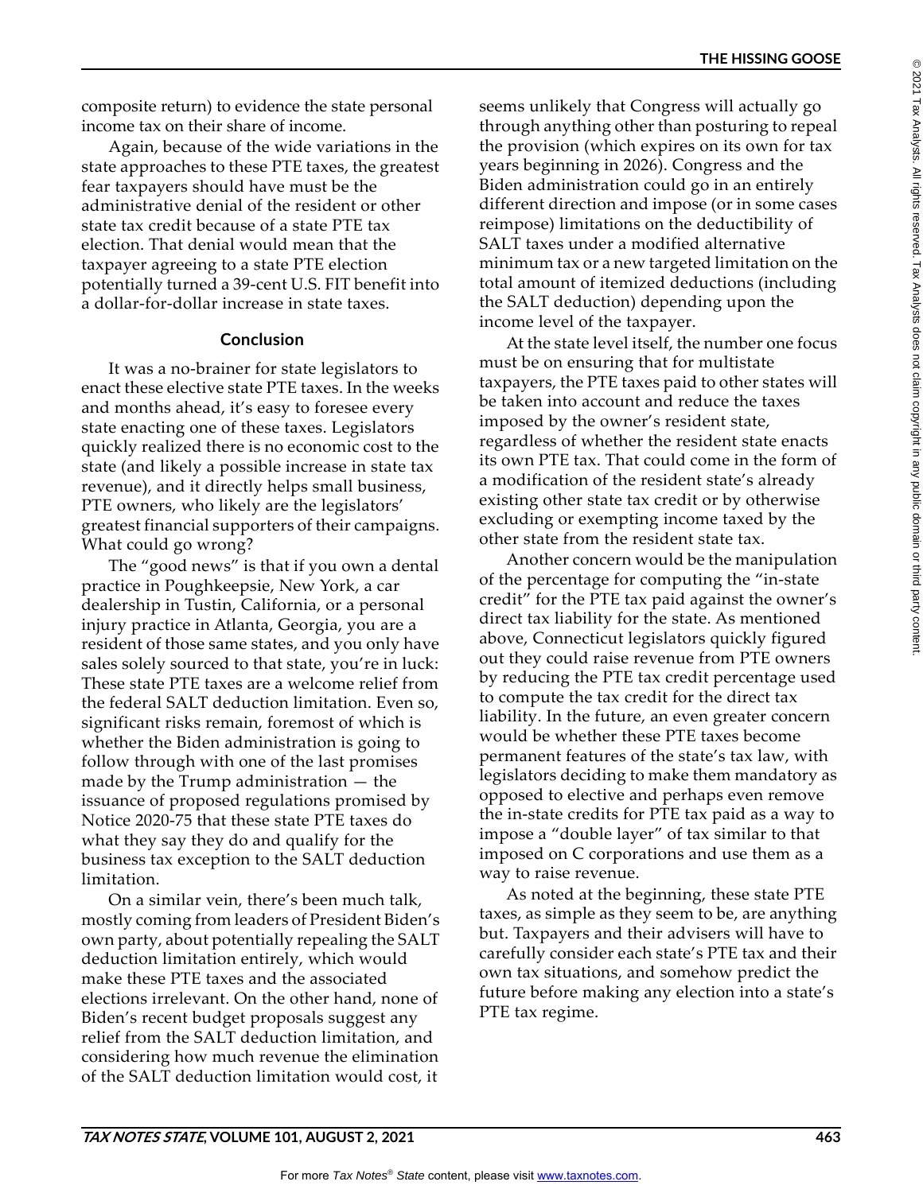composite return) to evidence the state personal income tax on their share of income.

Again, because of the wide variations in the state approaches to these PTE taxes, the greatest fear taxpayers should have must be the administrative denial of the resident or other state tax credit because of a state PTE tax election. That denial would mean that the taxpayer agreeing to a state PTE election potentially turned a 39-cent U.S. FIT benefit into a dollar-for-dollar increase in state taxes.

## Conclusion

It was a no-brainer for state legislators to enact these elective state PTE taxes. In the weeks and months ahead, it's easy to foresee every state enacting one of these taxes. Legislators quickly realized there is no economic cost to the state (and likely a possible increase in state tax revenue), and it directly helps small business, PTE owners, who likely are the legislators' greatest financial supporters of their campaigns. What could go wrong?

The "good news" is that if you own a dental practice in Poughkeepsie, New York, a car dealership in Tustin, California, or a personal injury practice in Atlanta, Georgia, you are a resident of those same states, and you only have sales solely sourced to that state, you're in luck: These state PTE taxes are a welcome relief from the federal SALT deduction limitation. Even so, significant risks remain, foremost of which is whether the Biden administration is going to follow through with one of the last promises made by the Trump administration — the issuance of proposed regulations promised by Notice 2020-75 that these state PTE taxes do what they say they do and qualify for the business tax exception to the SALT deduction limitation.

On a similar vein, there's been much talk, mostly coming from leaders of President Biden's own party, about potentially repealing the SALT deduction limitation entirely, which would make these PTE taxes and the associated elections irrelevant. On the other hand, none of Biden's recent budget proposals suggest any relief from the SALT deduction limitation, and considering how much revenue the elimination of the SALT deduction limitation would cost, it seems unlikely that Congress will actually go through anything other than posturing to repeal the provision (which expires on its own for tax years beginning in 2026). Congress and the Biden administration could go in an entirely different direction and impose (or in some cases reimpose) limitations on the deductibility of SALT taxes under a modified alternative minimum tax or a new targeted limitation on the total amount of itemized deductions (including the SALT deduction) depending upon the income level of the taxpayer.

At the state level itself, the number one focus must be on ensuring that for multistate taxpayers, the PTE taxes paid to other states will be taken into account and reduce the taxes imposed by the owner's resident state, regardless of whether the resident state enacts its own PTE tax. That could come in the form of a modification of the resident state's already existing other state tax credit or by otherwise excluding or exempting income taxed by the other state from the resident state tax.

Another concern would be the manipulation of the percentage for computing the "in-state credit" for the PTE tax paid against the owner's direct tax liability for the state. As mentioned above, Connecticut legislators quickly figured out they could raise revenue from PTE owners by reducing the PTE tax credit percentage used to compute the tax credit for the direct tax liability. In the future, an even greater concern would be whether these PTE taxes become permanent features of the state's tax law, with legislators deciding to make them mandatory as opposed to elective and perhaps even remove the in-state credits for PTE tax paid as a way to impose a "double layer" of tax similar to that imposed on C corporations and use them as a way to raise revenue.

As noted at the beginning, these state PTE taxes, as simple as they seem to be, are anything but. Taxpayers and their advisers will have to carefully consider each state's PTE tax and their own tax situations, and somehow predict the future before making any election into a state's PTE tax regime.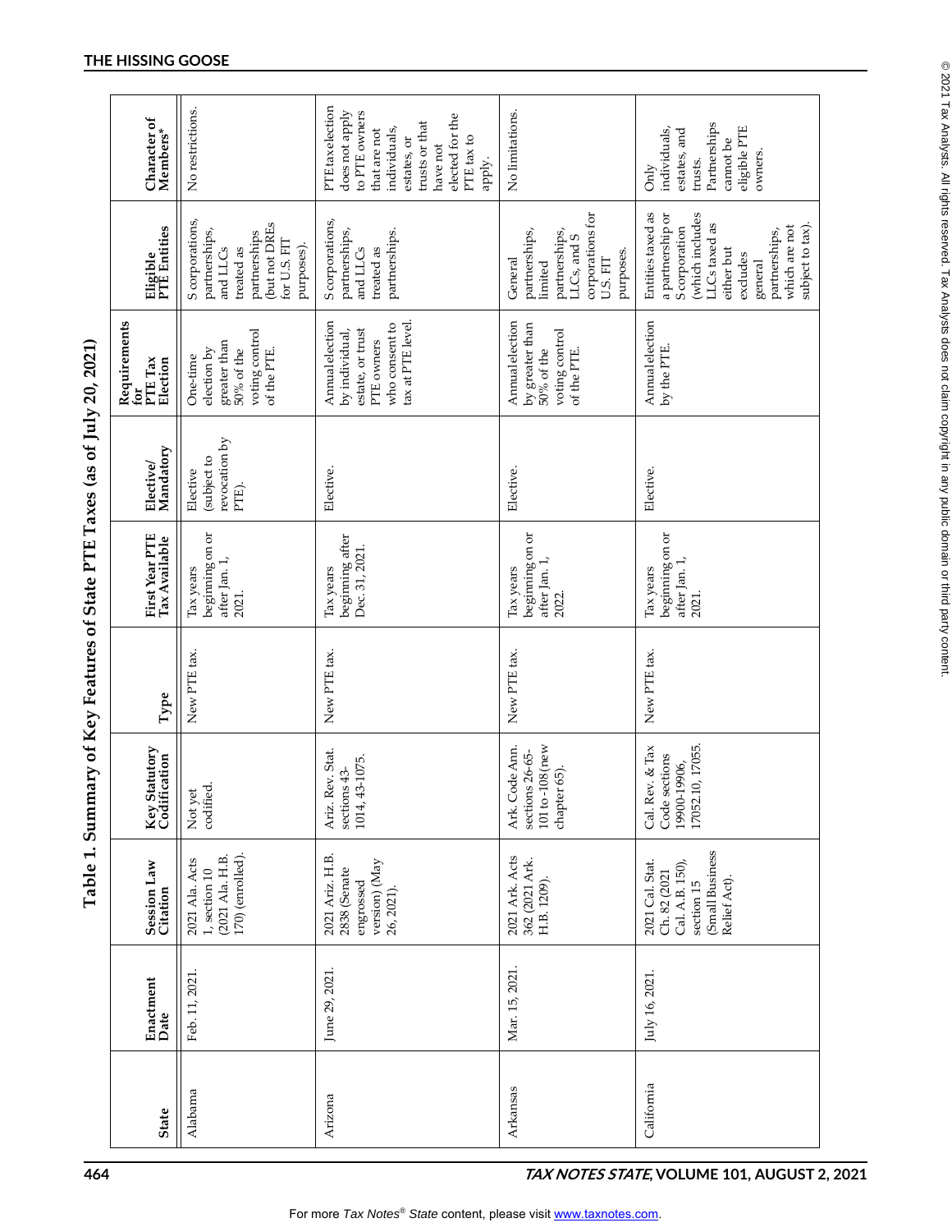# Table 1. Summary of Key Features of State PTE Taxes (as of July 20, 2021)

| State | Enactment Date | Session Law Citation | Key Statutory Codification | Type | First Year PTE Tax Available | Elective/ Mandatory | Requirements for PTE Tax Election | Eligible PTE Entities | Character of Members* |
|---|---|---|---|---|---|---|---|---|---|
| Alabama | Feb. 11, 2021. | 2021 Ala. Acts 1, section 10 (2021 Ala. H.B. 170) (enrolled). | Not yet codified. | New PTE tax. | Tax years beginning on or after Jan. 1, 2021. | Elective (subject to revocation by PTE). | One-time election by greater than 50% of the voting control of the PTE. | S corporations, partnerships, and LLCs treated as partnerships (but not DREs for U.S. FIT purposes). | No restrictions. |
| Arizona | June 29, 2021. | 2021 Ariz. H.B. 2838 (Senate engrossed version) (May 26, 2021). | Ariz. Rev. Stat. sections 43-1014, 43-1075. | New PTE tax. | Tax years beginning after Dec. 31, 2021. | Elective. | Annual election by individual, estate, or trust PTE owners who consent to tax at PTE level. | S corporations, partnerships, and LLCs treated as partnerships. | PTE tax election does not apply to PTE owners that are not individuals, estates, or trusts or that have not elected for the PTE tax to apply. |
| Arkansas | Mar. 15, 2021. | 2021 Ark. Acts 362 (2021 Ark. H.B. 1209). | Ark. Code Ann. sections 26-65-101 to -108 (new chapter 65). | New PTE tax. | Tax years beginning on or after Jan. 1, 2022. | Elective. | Annual election by greater than 50% of the voting control of the PTE. | General partnerships, limited partnerships, LLCs, and S corporations for U.S. FIT purposes. | No limitations. |
| California | July 16, 2021. | 2021 Cal. Stat. Ch. 82 (2021 Cal. A.B. 150), section 15 (Small Business Relief Act). | Cal. Rev. & Tax Code sections 19900-19906, 17052.10, 17055. | New PTE tax. | Tax years beginning on or after Jan. 1, 2021. | Elective. | Annual election by the PTE. | Entities taxed as a partnership or S corporation (which includes LLCs taxed as either but excludes general partnerships, which are not subject to tax). | Only individuals, estates, and trusts. Partnerships cannot be eligible PTE owners. |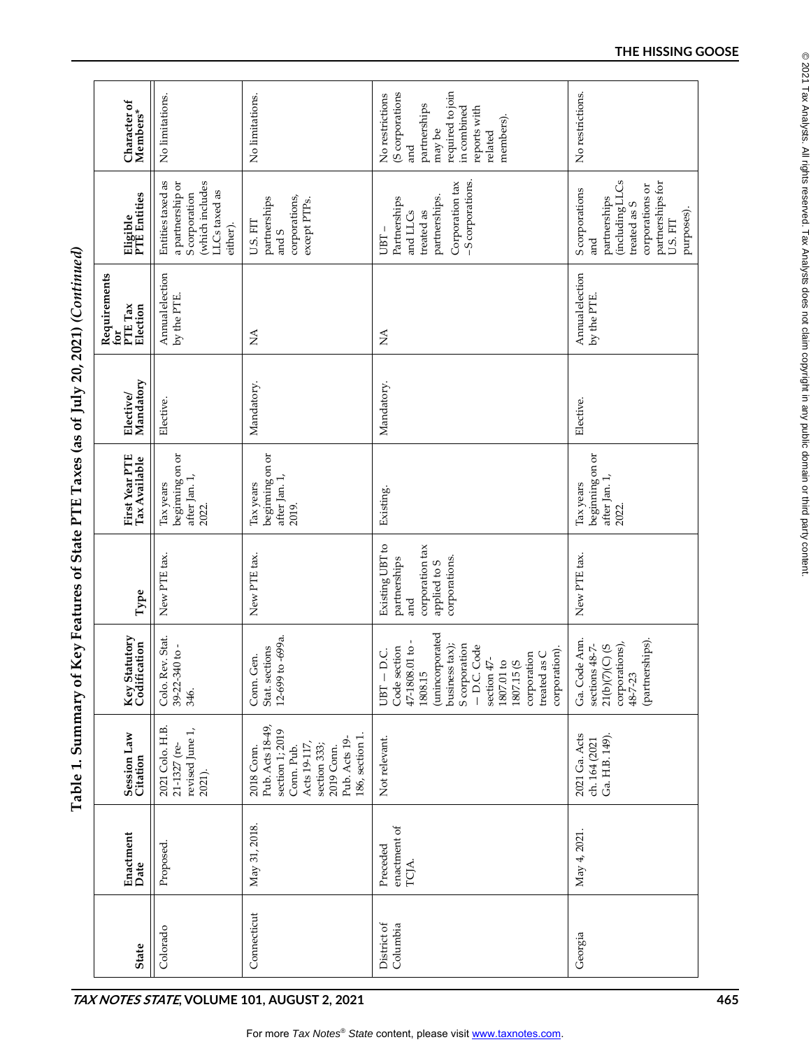## Table 1. Summary of Key Features of State PTE Taxes (as of July 20, 2021) (*Continued*)

| State | Enactment Date | Session Law Citation | Key Statutory Codification | Type | First Year PTE Tax Available | Elective/ Mandatory | Requirements for PTE Tax Election | Eligible PTE Entities | Character of Members* |
|---|---|---|---|---|---|---|---|---|---|
| Colorado | Proposed. | 2021 Colo. H.B. 21-1327 (re-revised June 1, 2021). | Colo. Rev. Stat. 39-22-340 to -346. | New PTE tax. | Tax years beginning on or after Jan. 1, 2022. | Elective. | Annual election by the PTE. | Entities taxed as a partnership or S corporation (which includes LLCs taxed as either). | No limitations. |
| Connecticut | May 31, 2018. | 2018 Conn. Pub. Acts 18-49, section 1; 2019 Conn. Pub. Acts 19-117, section 333; 2019 Conn. Pub. Acts 19-186, section 1. | Conn. Gen. Stat. sections 12-699 to -699a. | New PTE tax. | Tax years beginning on or after Jan. 1, 2019. | Mandatory. | NA | U.S. FIT partnerships and S corporations, except PTPs. | No limitations. |
| District of Columbia | Preceded enactment of TCJA. | Not relevant. | UBT – D.C. Code section 47-1808.01 to -1808.15 (unincorporated business tax); S corporation – D.C. Code section 47-1807.01 to 1807.15 (S corporation treated as C corporation). | Existing UBT to partnerships and corporation tax applied to S corporations. | Existing. | Mandatory. | NA | UBT – Partnerships and LLCs treated as partnerships. Corporation tax – S corporations. | No restrictions (S corporations and partnerships may be required to join in combined reports with related members). |
| Georgia | May 4, 2021. | 2021 Ga. Acts ch. 164 (2021 Ga. H.B. 149). | Ga. Code Ann. sections 48-7-21(b)(7)(C) (S corporations), 48-7-23 (partnerships). | New PTE tax. | Tax years beginning on or after Jan. 1, 2022. | Elective. | Annual election by the PTE. | S corporations and partnerships (including LLCs treated as S corporations or partnerships for U.S. FIT purposes). | No restrictions. |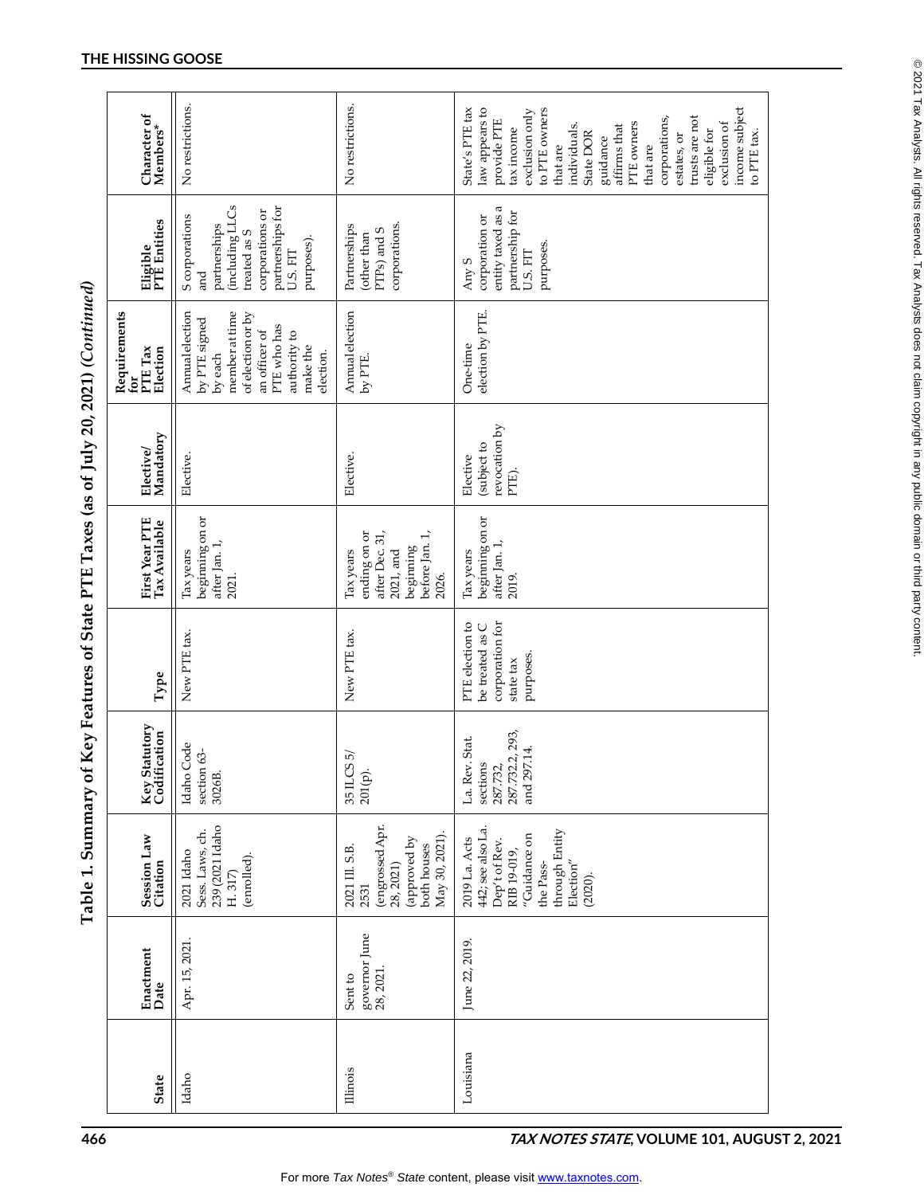# Table 1. Summary of Key Features of State PTE Taxes (as of July 20, 2021) (*Continued*)

| State | Enactment Date | Session Law Citation | Key Statutory Codification | Type | First Year PTE Tax Available | Elective/ Mandatory | Requirements for PTE Tax Election | Eligible PTE Entities | Character of Members* |
|---|---|---|---|---|---|---|---|---|---|
| Idaho | Apr. 15, 2021. | 2021 Idaho Sess. Laws, ch. 239 (2021 Idaho H. 317) (enrolled). | Idaho Code section 63-3026B. | New PTE tax. | Tax years beginning on or after Jan. 1, 2021. | Elective. | Annual election by PTE signed by each member at time of election or by an officer of PTE who has authority to make the election. | S corporations and partnerships (including LLCs treated as S corporations or partnerships for U.S. FIT purposes). | No restrictions. |
| Illinois | Sent to governor June 28, 2021. | 2021 Ill. S.B. 2531 (engrossed Apr. 28, 2021) (approved by both houses May 30, 2021). | 35 ILCS 5/ 201(p). | New PTE tax. | Tax years ending on or after Dec. 31, 2021, and beginning before Jan. 1, 2026. | Elective. | Annual election by PTE. | Partnerships (other than PTPs) and S corporations. | No restrictions. |
| Louisiana | June 22, 2019. | 2019 La. Acts 442; see also La. Dep't of Rev. RIB 19-019, "Guidance on the Pass-through Entity Election" (2020). | La. Rev. Stat. sections 287.732, 287.732.2, 293, and 297.14. | PTE election to be treated as C corporation for state tax purposes. | Tax years beginning on or after Jan. 1, 2019. | Elective (subject to revocation by PTE). | One-time election by PTE. | Any S corporation or entity taxed as a partnership for U.S. FIT purposes. | State's PTE tax law appears to provide PTE tax income exclusion only to PTE owners that are individuals. State DOR guidance affirms that PTE owners that are corporations, estates, or trusts are not eligible for exclusion of income subject to PTE tax. |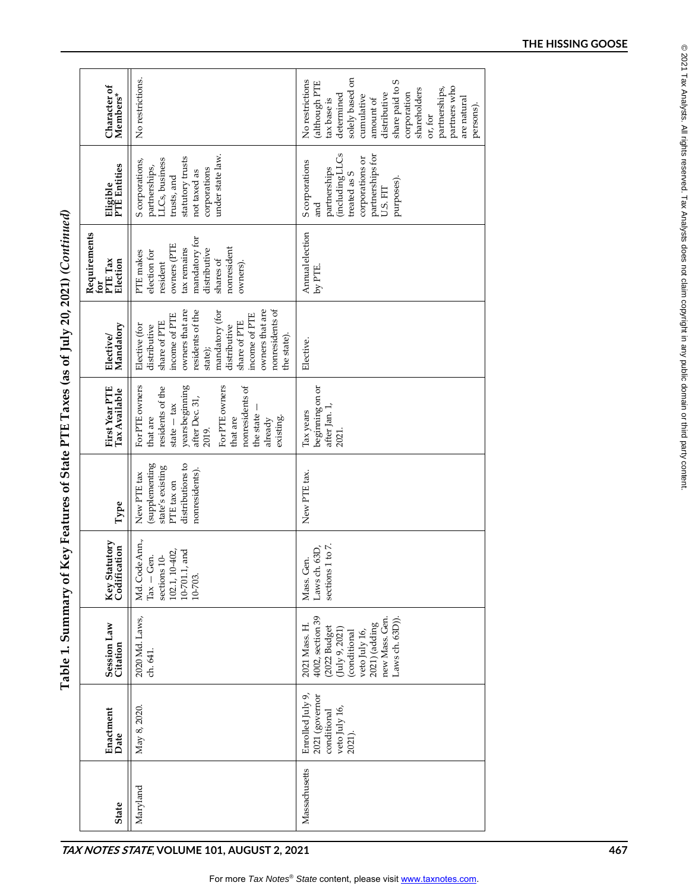# Table 1. Summary of Key Features of State PTE Taxes (as of July 20, 2021) (*Continued*)

| State | Enactment Date | Session Law Citation | Key Statutory Codification | Type | First Year PTE Tax Available | Elective/ Mandatory | Requirements for PTE Tax Election | Eligible PTE Entities | Character of Members* |
|---|---|---|---|---|---|---|---|---|---|
| Maryland | May 8, 2020. | 2020 Md. Laws, ch. 641. | Md. Code Ann., Tax — Gen. sections 10-102.1, 10-402, 10-701.1, and 10-703. | New PTE tax (supplementing state's existing PTE tax on distributions to nonresidents). | For PTE owners that are residents of the state — tax years beginning after Dec. 31, 2019. For PTE owners that are nonresidents of the state — already existing. | Elective (for distributive share of PTE income of PTE owners that are residents of the state); mandatory (for distributive share of PTE income of PTE owners that are nonresidents of the state). | PTE makes election for resident owners (PTE tax remains mandatory for distributive shares of nonresident owners). | S corporations, partnerships, LLCs, business trusts, and statutory trusts not taxed as corporations under state law. | No restrictions. |
| Massachusetts | Enrolled July 9, 2021 (governor conditional veto July 16, 2021). | 2021 Mass. H. 4002, section 39 (2022 Budget (July 9, 2021) (conditional veto July 16, 2021) (adding new Mass. Gen. Laws ch. 63D)). | Mass. Gen. Laws ch. 63D, sections 1 to 7. | New PTE tax. | Tax years beginning on or after Jan. 1, 2021. | Elective. | Annual election by PTE. | S corporations and partnerships (including LLCs treated as S corporations or partnerships for U.S. FIT purposes). | No restrictions (although PTE tax base is determined solely based on cumulative amount of distributive share paid to S corporation shareholders or, for partnerships, partners who are natural persons). |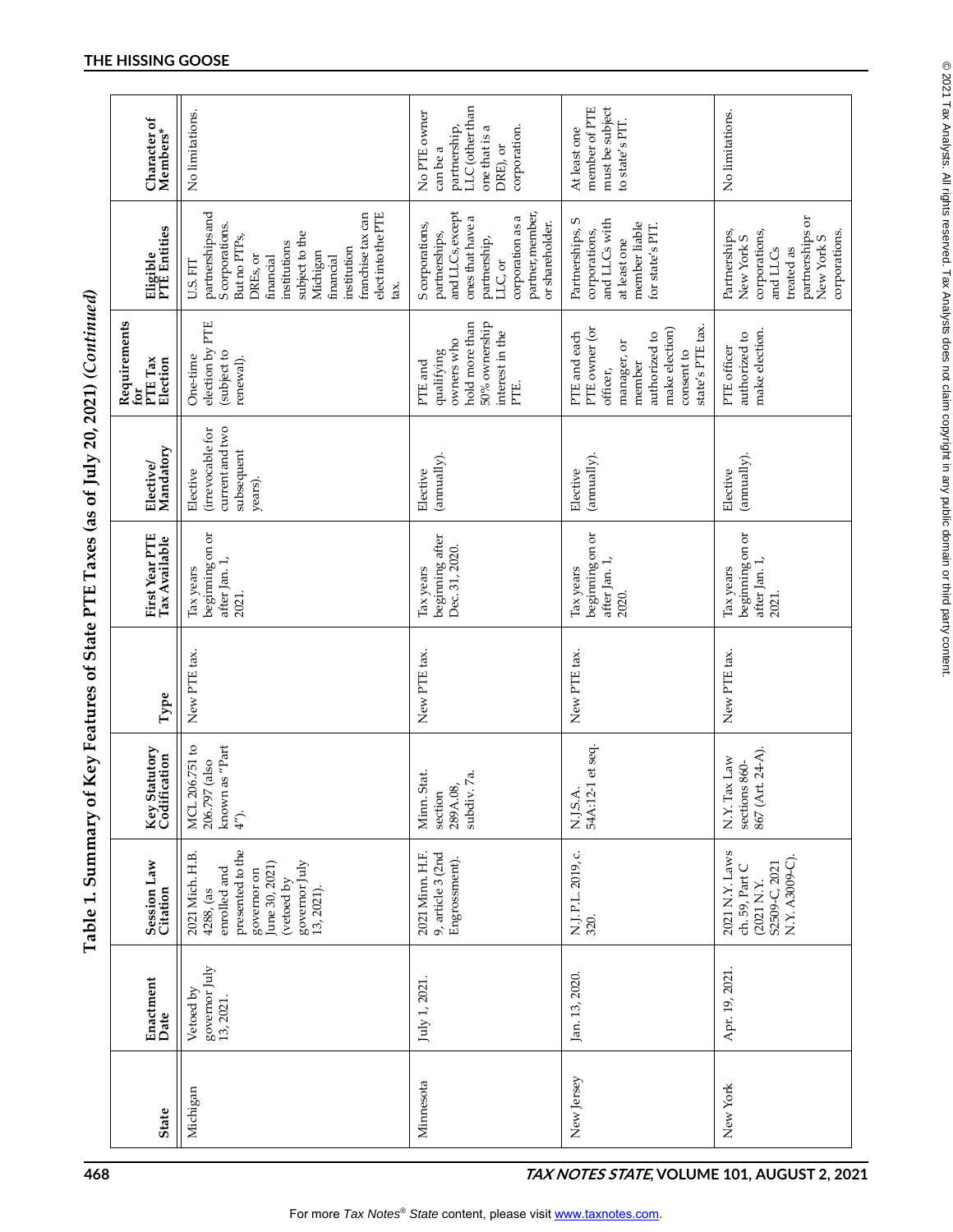## Table 1. Summary of Key Features of State PTE Taxes (as of July 20, 2021) (*Continued*)

| State | Enactment Date | Session Law Citation | Key Statutory Codification | Type | First Year PTE Tax Available | Elective/ Mandatory | Requirements for PTE Tax Election | Eligible PTE Entities | Character of Members* |
|---|---|---|---|---|---|---|---|---|---|
| Michigan | Vetoed by governor July 13, 2021. | 2021 Mich. H.B. 4288, (as enrolled and presented to the governor on June 30, 2021) (vetoed by governor July 13, 2021). | MCL 206.751 to 206.797 (also known as "Part 4"). | New PTE tax. | Tax years beginning on or after Jan. 1, 2021. | Elective (irrevocable for current and two subsequent years). | One-time election by PTE (subject to renewal). | U.S. FIT partnerships and S corporations. But no PTPs, DREs, or financial institutions subject to the Michigan financial institution franchise tax can elect into the PTE tax. | No limitations. |
| Minnesota | July 1, 2021. | 2021 Minn. H.F. 9, article 3 (2nd Engrossment). | Minn. Stat. section 289A.08, subdiv. 7a. | New PTE tax. | Tax years beginning after Dec. 31, 2020. | Elective (annually). | PTE and qualifying owners who hold more than 50% ownership interest in the PTE. | S corporations, partnerships, and LLCs, except ones that have a partnership, LLC, or corporation as a partner, member, or shareholder. | No PTE owner can be a partnership, LLC (other than one that is a DRE), or corporation. |
| New Jersey | Jan. 13, 2020. | N.J. P.L. 2019, c. 320. | N.J.S.A. 54A:12-1 et seq. | New PTE tax. | Tax years beginning on or after Jan. 1, 2020. | Elective (annually). | PTE and each PTE owner (or officer, manager, or member authorized to make election) consent to state's PTE tax. | Partnerships, S corporations, and LLCs with at least one member liable for state's PIT. | At least one member of PTE must be subject to state's PIT. |
| New York | Apr. 19, 2021. | 2021 N.Y. Laws ch. 59, Part C (2021 N.Y. S2509-C, 2021 N.Y. A3009-C). | N.Y. Tax Law sections 860-867 (Art. 24-A). | New PTE tax. | Tax years beginning on or after Jan. 1, 2021. | Elective (annually). | PTE officer authorized to make election. | Partnerships, New York S corporations, and LLCs treated as partnerships or New York S corporations. | No limitations. |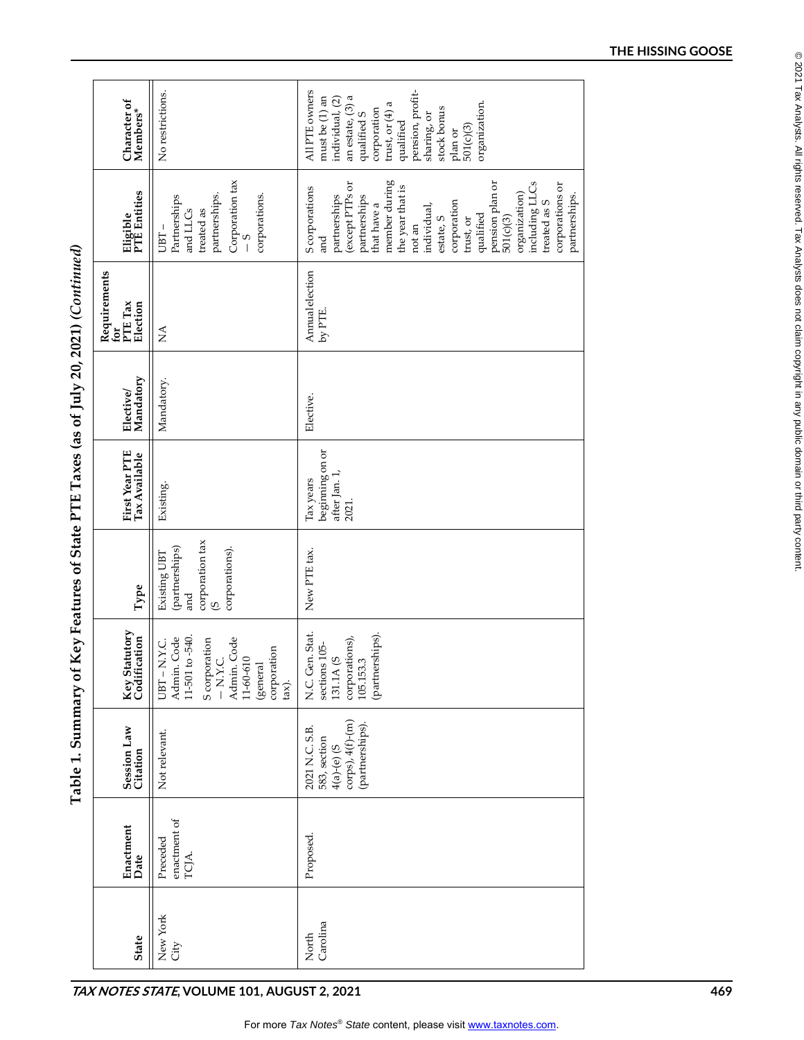**Table 1. Summary of Key Features of State PTE Taxes (as of July 20, 2021) (*Continued*)**

| State | Enactment Date | Session Law Citation | Key Statutory Codification | Type | First Year PTE Tax Available | Elective/ Mandatory | Requirements for PTE Tax Election | Eligible PTE Entities | Character of Members* |
|---|---|---|---|---|---|---|---|---|---|
| New York City | Preceded enactment of TCJA. | Not relevant. | UBT – N.Y.C. Admin. Code 11-501 to -540. S corporation – N.Y.C. Admin. Code 11-60-610 (general corporation tax). | Existing UBT (partnerships) and corporation tax (S corporations). | Existing. | Mandatory. | NA | UBT – Partnerships and LLCs treated as partnerships. Corporation tax – S corporations. | No restrictions. |
| North Carolina | Proposed. | 2021 N.C. S.B. 583, section 4(a)-(e) (S corps), 4(f)-(m) (partnerships). | N.C. Gen. Stat. sections 105-131.1A (S corporations), 105.153.3 (partnerships). | New PTE tax. | Tax years beginning on or after Jan. 1, 2021. | Elective. | Annual election by PTE. | S corporations and partnerships (except PTPs or partnerships that have a member during the year that is not an individual, estate, S corporation trust, or qualified pension plan or 501(c)(3) organization) including LLCs treated as S corporations or partnerships. | All PTE owners must be (1) an individual, (2) an estate, (3) a qualified S corporation trust, or (4) a qualified pension, profit-sharing, or stock bonus plan or 501(c)(3) organization. |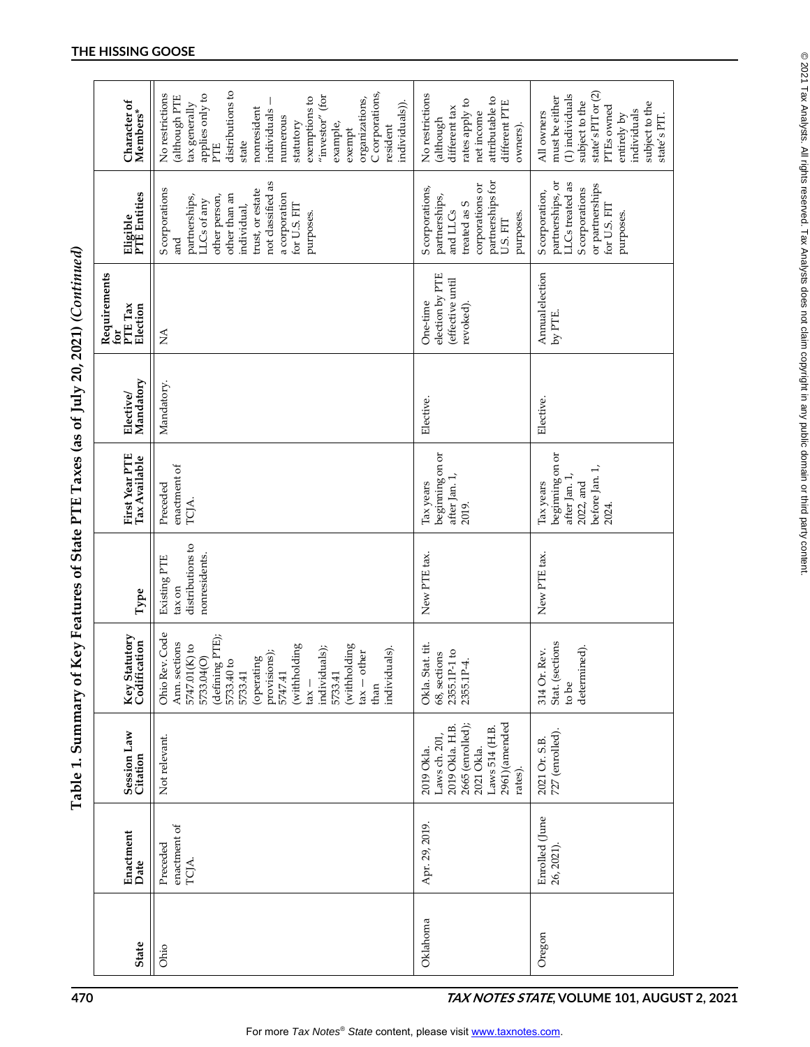## Table 1. Summary of Key Features of State PTE Taxes (as of July 20, 2021) (*Continued*)

| State | Enactment Date | Session Law Citation | Key Statutory Codification | Type | First Year PTE Tax Available | Elective/ Mandatory | Requirements for PTE Tax Election | Eligible PTE Entities | Character of Members* |
|---|---|---|---|---|---|---|---|---|---|
| Ohio | Preceded enactment of TCJA. | Not relevant. | Ohio Rev. Code Ann. sections 5747.01(K) to 5733.04(O) (defining PTE); 5733.40 to 5733.41 (operating provisions); 5747.41 (withholding tax – individuals); 5733.41 (withholding tax – other than individuals). | Existing PTE tax on distributions to nonresidents. | Preceded enactment of TCJA. | Mandatory. | NA | S corporations and partnerships, LLCs of any other person, other than an individual, trust, or estate not classified as a corporation for U.S. FIT purposes. | No restrictions (although PTE tax generally applies only to PTE distributions to state nonresident individuals – numerous statutory exemptions to "investor" (for example, exempt organizations, C corporations, resident individuals)). |
| Oklahoma | Apr. 29, 2019. | 2019 Okla. Laws ch. 201, 2019 Okla. H.B. 2665 (enrolled); 2021 Okla. Laws 514 (H.B. 2961)(amended rates). | Okla. Stat. tit. 68, sections 2355.1P-1 to 2355.1P-4. | New PTE tax. | Tax years beginning on or after Jan. 1, 2019. | Elective. | One-time election by PTE (effective until revoked). | S corporations, partnerships, and LLCs treated as S corporations or partnerships for U.S. FIT purposes. | No restrictions (although different tax rates apply to net income attributable to different PTE owners). |
| Oregon | Enrolled (June 26, 2021). | 2021 Or. S.B. 727 (enrolled). | 314 Or. Rev. Stat. (sections to be determined). | New PTE tax. | Tax years beginning on or after Jan. 1, 2022, and before Jan. 1, 2024. | Elective. | Annual election by PTE. | S corporation, partnerships, or LLCs treated as S corporations or partnerships for U.S. FIT purposes. | All owners must be either (1) individuals subject to the state's PIT or (2) PTEs owned entirely by individuals subject to the state's PIT. |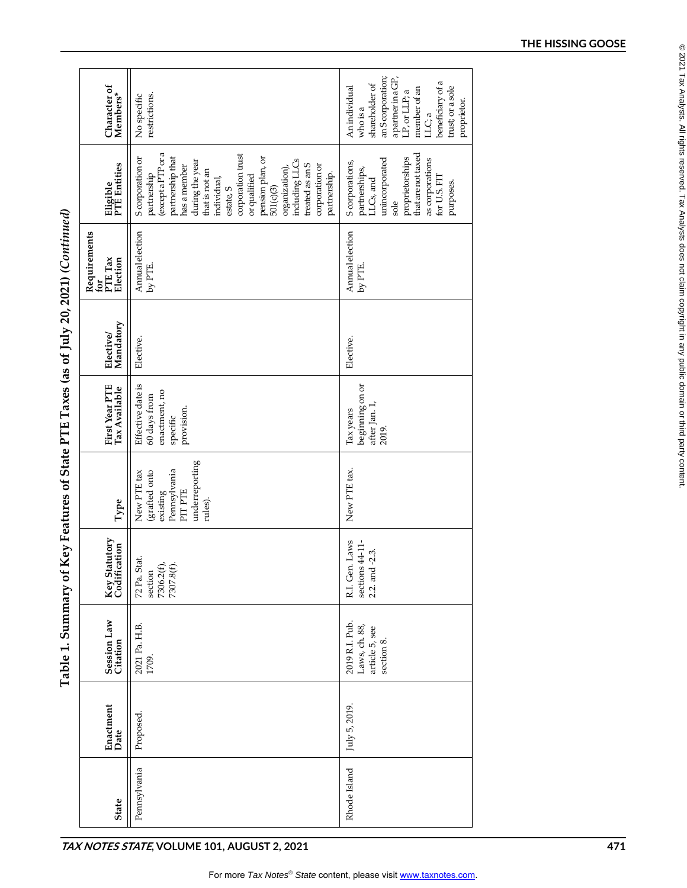# Table 1. Summary of Key Features of State PTE Taxes (as of July 20, 2021) (*Continued*)

| State | Enactment Date | Session Law Citation | Key Statutory Codification | Type | First Year PTE Tax Available | Elective/ Mandatory | Requirements for PTE Tax Election | Eligible PTE Entities | Character of Members* |
|---|---|---|---|---|---|---|---|---|---|
| Pennsylvania | Proposed. | 2021 Pa. H.B. 1709. | 72 Pa. Stat. section 7306.2(f), 7307.8(f). | New PTE tax (grafted onto existing Pennsylvania PIT PTE underreporting rules). | Effective date is 60 days from enactment, no specific provision. | Elective. | Annual election by PTE. | S corporation or partnership (except a PTP or a partnership that has a member during the year that is not an individual, estate, S corporation trust or qualified pension plan, or 501(c)(3) organization), including LLCs treated as an S corporation or partnership. | No specific restrictions. |
| Rhode Island | July 5, 2019. | 2019 R.I. Pub. Laws, ch. 88, article 5, see section 8. | R.I. Gen. Laws sections 44-11-2.2. and -2.3. | New PTE tax. | Tax years beginning on or after Jan. 1, 2019. | Elective. | Annual election by PTE. | S corporations, partnerships, LLCs, and unincorporated sole proprietorships that are not taxed as corporations for U.S. FIT purposes. | An individual who is a shareholder of an S corporation; a partner in a GP, LP, or LLP; a member of an LLC; a beneficiary of a trust; or a sole proprietor. |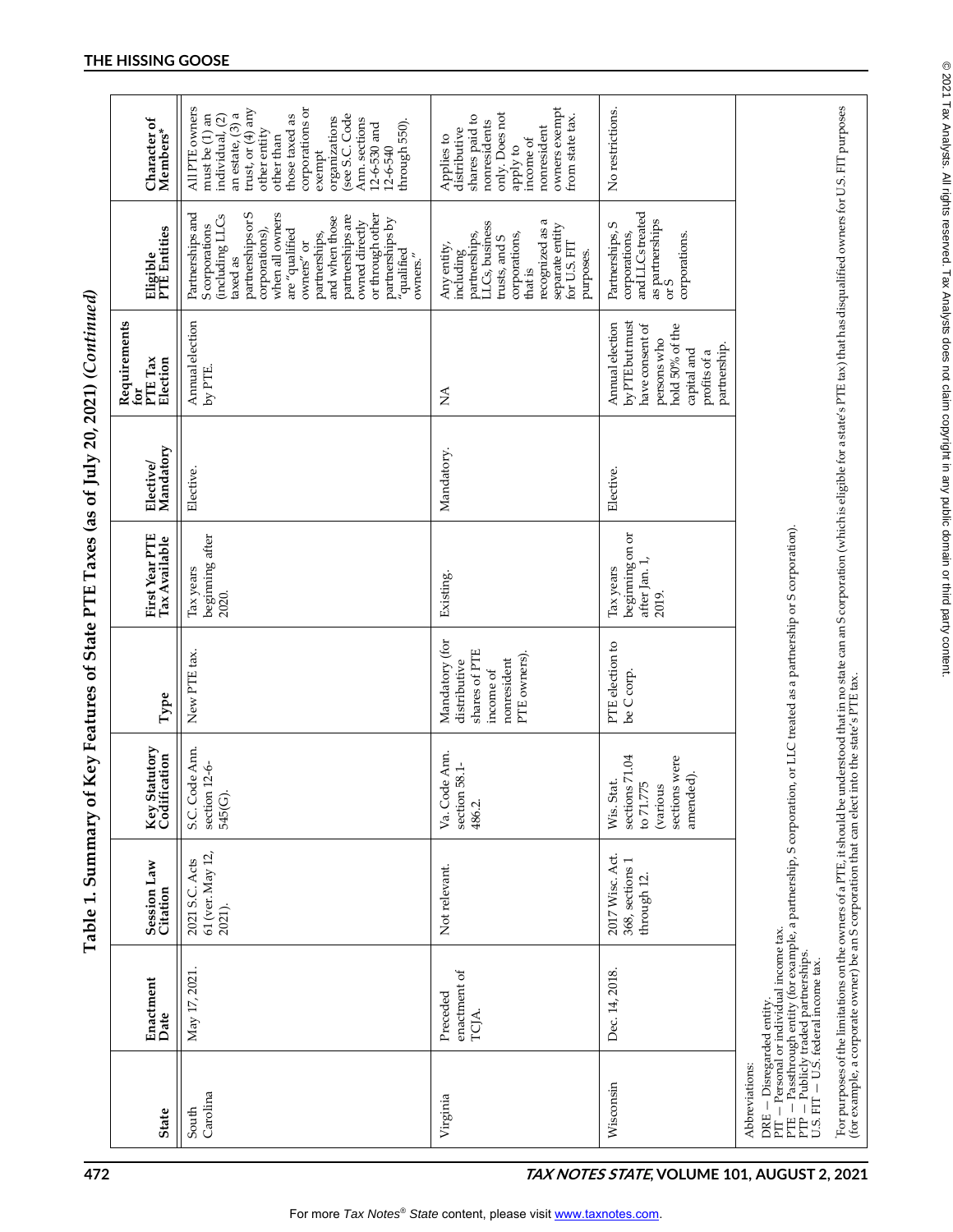# Table 1. Summary of Key Features of State PTE Taxes (as of July 20, 2021) (*Continued*)

| State | Enactment Date | Session Law Citation | Key Statutory Codification | Type | First Year PTE Tax Available | Elective/ Mandatory | Requirements for PTE Tax Election | Eligible PTE Entities | Character of Members* |
|---|---|---|---|---|---|---|---|---|---|
| South Carolina | May 17, 2021. | 2021 S.C. Acts 61 (ver. May 12, 2021). | S.C. Code Ann. section 12-6-545(G). | New PTE tax. | Tax years beginning after 2020. | Elective. | Annual election by PTE. | Partnerships and S corporations (including LLCs taxed as partnerships or S corporations), when all owners are "qualified owners" or partnerships, and when those partnerships are owned directly or through other partnerships by "qualified owners." | All PTE owners must be (1) an individual, (2) an estate, (3) a trust, or (4) any other entity other than those taxed as corporations or exempt organizations (see S.C. Code Ann. sections 12-6-530 and 12-6-540 through 550). |
| Virginia | Preceded enactment of TCJA. | Not relevant. | Va. Code Ann. section 58.1-486.2. | Mandatory (for distributive shares of PTE income of nonresident PTE owners). | Existing. | Mandatory. | NA | Any entity, including partnerships, LLCs, business trusts, and S corporations, that is recognized as a separate entity for U.S. FIT purposes. | Applies to distributive shares paid to nonresidents only. Does not apply to income of nonresident owners exempt from state tax. |
| Wisconsin | Dec. 14, 2018. | 2017 Wisc. Act. 368, sections 1 through 12. | Wis. Stat. sections 71.04 to 71.775 (various sections were amended). | PTE election to be C corp. | Tax years beginning on or after Jan. 1, 2019. | Elective. | Annual election by PTE but must have consent of persons who hold 50% of the capital and profits of a partnership. | Partnerships, S corporations, and LLCs treated as partnerships or S corporations. | No restrictions. |

Abbreviations:
DRE — Disregarded entity.
PIT — Personal or individual income tax.
PTE — Passthrough entity (for example, a partnership, S corporation, or LLC treated as a partnership or S corporation).
PTP — Publicly traded partnerships.
U.S. FIT — U.S. federal income tax.

*For purposes of the limitations on the owners of a PTE, it should be understood that in no state can an S corporation (which is eligible for a state's PTE tax) that has disqualified owners for U.S. FIT purposes (for example, a corporate owner) be an S corporation that can elect into the state's PTE tax.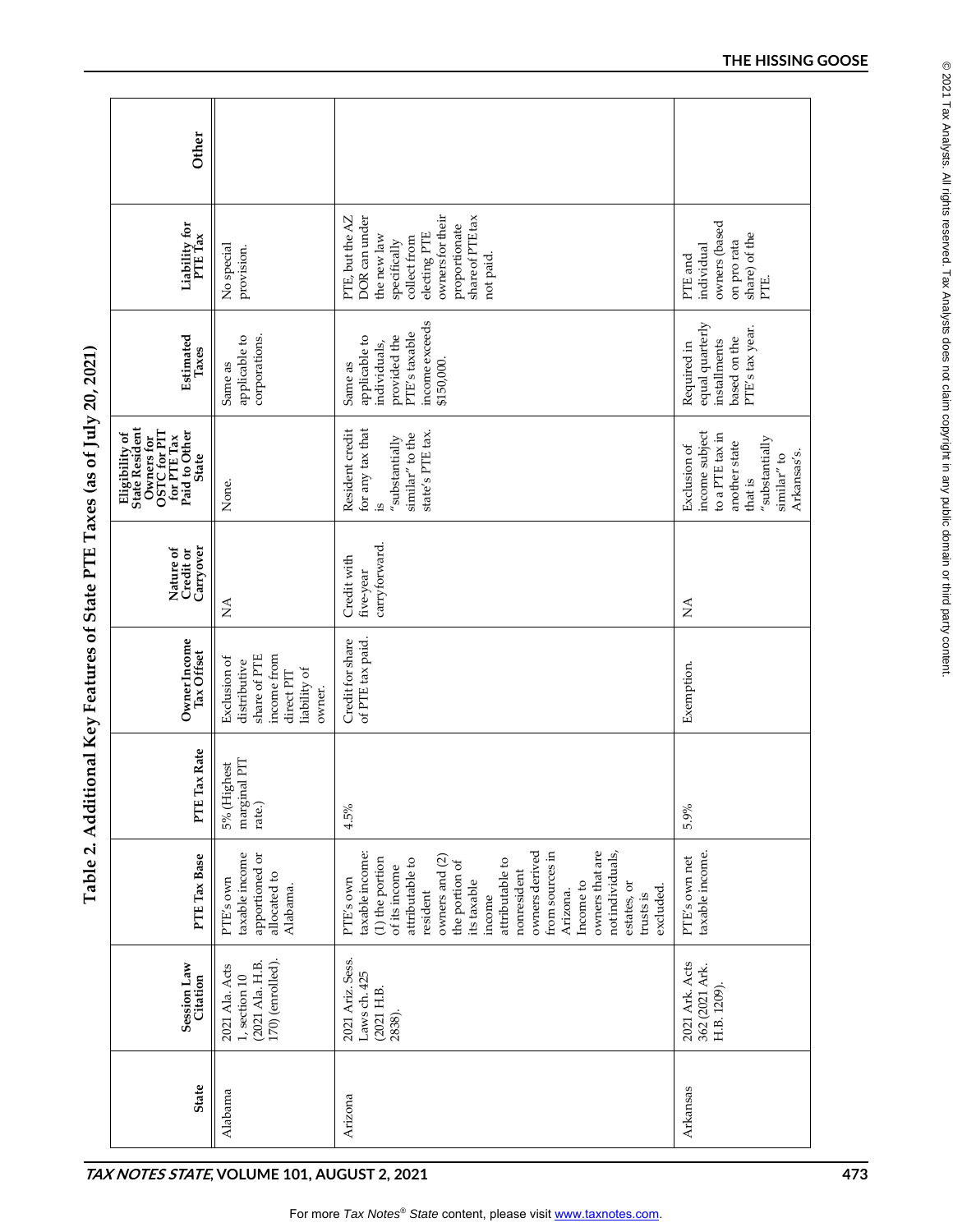## Table 2. Additional Key Features of State PTE Taxes (as of July 20, 2021)

| State | Session Law Citation | PTE Tax Base | PTE Tax Rate | Owner Income Tax Offset | Nature of Credit or Carryover | Eligibility of State Resident Owners for OSTC for PIT for PTE Tax Paid to Other State | Estimated Taxes | Liability for PTE Tax | Other |
|---|---|---|---|---|---|---|---|---|---|
| Alabama | 2021 Ala. Acts 1, section 10 (2021 Ala. H.B. 170) (enrolled). | PTE's own taxable income apportioned or allocated to Alabama. | 5% (Highest marginal PIT rate.) | Exclusion of distributive share of PTE income from direct PIT liability of owner. | NA | None. | Same as applicable to corporations. | No special provision. | |
| Arizona | 2021 Ariz. Sess. Laws ch. 425 (2021 H.B. 2838). | PTE's own taxable income: (1) the portion of its income attributable to resident owners and (2) the portion of its taxable income attributable to nonresident owners derived from sources in Arizona. Income to owners that are not individuals, estates, or trusts is excluded. | 4.5% | Credit for share of PTE tax paid. | Credit with five-year carryforward. | Resident credit for any tax that is "substantially similar" to the state's PTE tax. | Same as applicable to individuals, provided the PTE's taxable income exceeds $150,000. | PTE, but the AZ DOR can under the new law specifically collect from electing PTE owners for their proportionate share of PTE tax not paid. | |
| Arkansas | 2021 Ark. Acts 362 (2021 Ark. H.B. 1209). | PTE's own net taxable income. | 5.9% | Exemption. | NA | Exclusion of income subject to a PTE tax in another state that is "substantially similar" to Arkansas's. | Required in equal quarterly installments based on the PTE's tax year. | PTE and individual owners (based on pro rata share) of the PTE. | |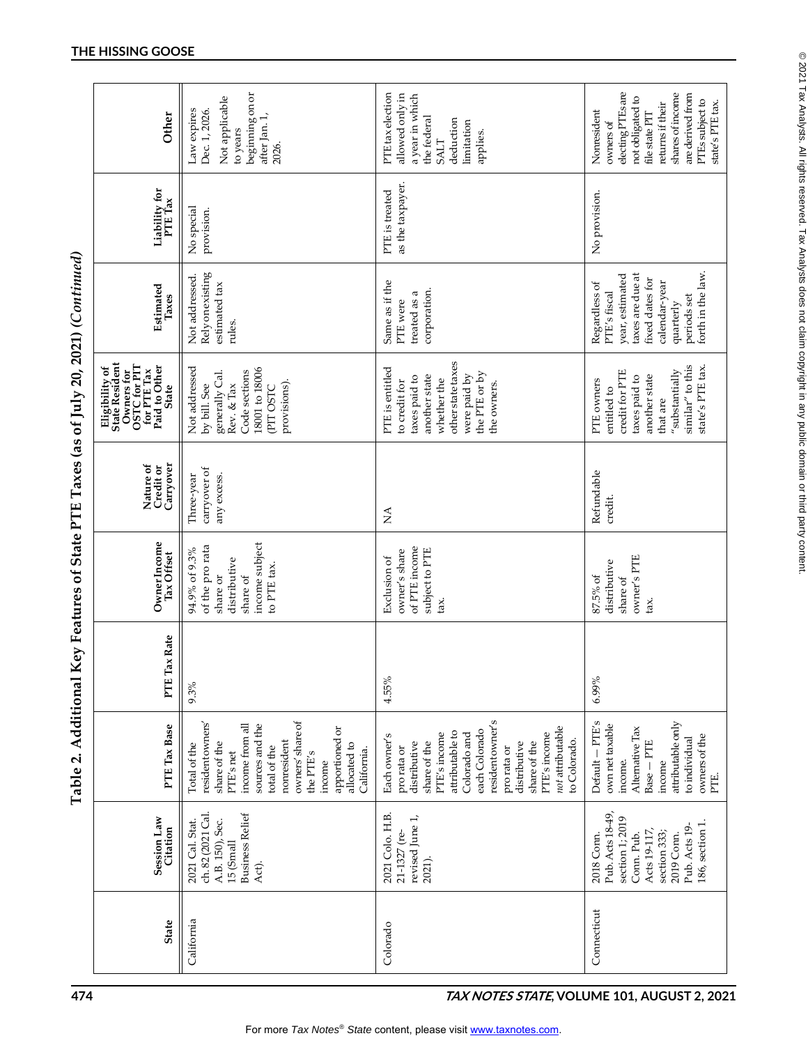# Table 2. Additional Key Features of State PTE Taxes (as of July 20, 2021) (*Continued*)

| State | Session Law Citation | PTE Tax Base | PTE Tax Rate | Owner Income Tax Offset | Nature of Credit or Carryover | Eligibility of State Resident Owners for OSTC for PIT for PTE Tax Paid to Other State | Estimated Taxes | Liability for PTE Tax | Other |
|---|---|---|---|---|---|---|---|---|---|
| California | 2021 Cal. Stat. ch. 82 (2021 Cal. A.B. 150), Sec. 15 (Small Business Relief Act). | Total of the resident owners' share of the PTE's net income from all sources and the total of the nonresident owners' share of the PTE's income apportioned or allocated to California. | 9.3% | 94.9% of 9.3% of the pro rata share or distributive share of income subject to PTE tax. | Three-year carryover of any excess. | Not addressed by bill. See generally Cal. Rev. & Tax Code sections 18001 to 18006 (PIT OSTC provisions). | Not addressed. Rely on existing estimated tax rules. | No special provision. | Law expires Dec. 1, 2026. Not applicable to years beginning on or after Jan. 1, 2026. |
| Colorado | 2021 Colo. H.B. 21-1327 (re-revised June 1, 2021). | Each owner's pro rata or distributive share of the PTE's income attributable to Colorado and each Colorado resident owner's pro rata or distributive share of the PTE's income *not* attributable to Colorado. | 4.55% | Exclusion of owner's share of PTE income subject to PTE tax. | NA | PTE is entitled to credit for taxes paid to another state whether the other state taxes were paid by the PTE or by the owners. | Same as if the PTE were treated as a corporation. | PTE is treated as the taxpayer. | PTE tax election allowed only in a year in which the federal SALT deduction limitation applies. |
| Connecticut | 2018 Conn. Pub. Acts 18-49, section 1; 2019 Conn. Pub. Acts 19-117, section 333; 2019 Conn. Pub. Acts 19-186, section 1. | Default — PTE's own net taxable income. Alternative Tax Base — PTE income attributable only to individual owners of the PTE. | 6.99% | 87.5% of distributive share of owner's PTE tax. | Refundable credit. | PTE owners entitled to credit for PTE taxes paid to another state that are "substantially similar" to this state's PTE tax. | Regardless of PTE's fiscal year, estimated taxes are due at fixed dates for calendar-year quarterly periods set forth in the law. | No provision. | Nonresident owners of electing PTEs are not obligated to file state PIT returns if their shares of income are derived from PTEs subject to state's PTE tax. |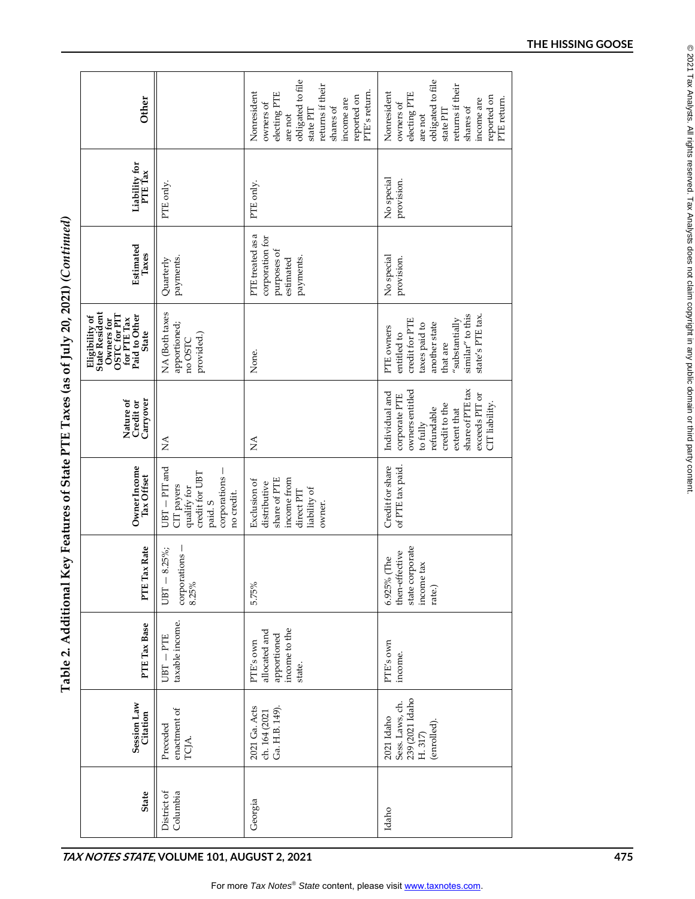# Table 2. Additional Key Features of State PTE Taxes (as of July 20, 2021) *(Continued)*

| State | Session Law Citation | PTE Tax Base | PTE Tax Rate | Owner Income Tax Offset | Nature of Credit or Carryover | Eligibility of State Resident Owners for OSTC for PIT for PTE Tax Paid to Other State | Estimated Taxes | Liability for PTE Tax | Other |
|---|---|---|---|---|---|---|---|---|---|
| District of Columbia | Preceded enactment of TCJA. | UBT – PTE taxable income. | UBT – 8.25%; corporations – 8.25% | UBT – PIT and CIT payers qualify for credit for UBT paid. S corporations – no credit. | NA | NA (Both taxes apportioned; no OSTC provided.) | Quarterly payments. | PTE only. | |
| Georgia | 2021 Ga. Acts ch. 164 (2021 Ga. H.B. 149). | PTE's own allocated and apportioned income to the state. | 5.75% | Exclusion of distributive share of PTE income from direct PIT liability of owner. | NA | None. | PTE treated as a corporation for purposes of estimated payments. | PTE only. | Nonresident owners of electing PTE are not obligated to file state PIT returns if their shares of income are reported on PTE's return. |
| Idaho | 2021 Idaho Sess. Laws, ch. 239 (2021 Idaho H. 317) (enrolled). | PTE's own income. | 6.925% (The then-effective state corporate income tax rate.) | Credit for share of PTE tax paid. | Individual and corporate PTE owners entitled to fully refundable credit to the extent that share of PTE tax exceeds PIT or CIT liability. | PTE owners entitled to credit for PTE taxes paid to another state that are "substantially similar" to this state's PTE tax. | No special provision. | No special provision. | Nonresident owners of electing PTE are not obligated to file state PIT returns if their shares of income are reported on PTE return. |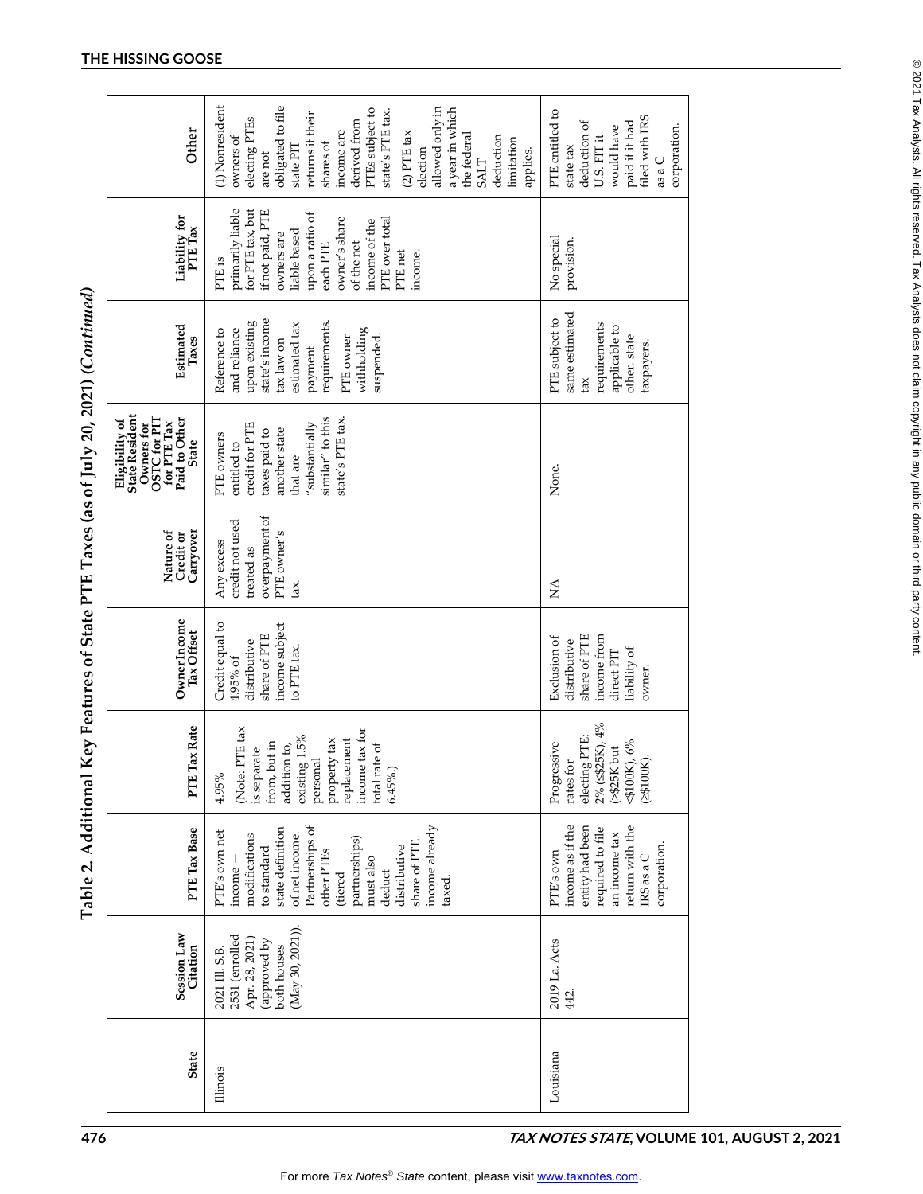## Table 2. Additional Key Features of State PTE Taxes (as of July 20, 2021) *(Continued)*

| State | Session Law Citation | PTE Tax Base | PTE Tax Rate | Owner Income Tax Offset | Nature of Credit or Carryover | Eligibility of State Resident Owners for OSTC for PIT for PTE Tax Paid to Other State | Estimated Taxes | Liability for PTE Tax | Other |
|---|---|---|---|---|---|---|---|---|---|
| Illinois | 2021 Ill. S.B. 2531 (enrolled Apr. 28, 2021) (approved by both houses (May 30, 2021)). | PTE's own net income – modifications to standard state definition of net income. Partnerships of other PTEs (tiered partnerships) must also deduct distributive share of PTE income already taxed. | 4.95% (Note: PTE tax is separate from, but in addition to, existing 1.5% personal property tax replacement income tax for total rate of 6.45%.) | Credit equal to 4.95% of distributive share of PTE income subject to PTE tax. | Any excess credit not used treated as overpayment of PTE owner's tax. | PTE owners entitled to credit for PTE taxes paid to another state that are "substantially similar" to this state's PTE tax. | Reference to and reliance upon existing state's income tax law on estimated tax payment requirements. PTE owner withholding suspended. | PTE is primarily liable for PTE tax, but if not paid, PTE owners are liable based upon a ratio of each PTE owner's share of the net income of the PTE over total PTE net income. | (1) Nonresident owners of electing PTEs are not obligated to file state PIT returns if their shares of income are derived from PTEs subject to state's PTE tax. (2) PTE tax election allowed only in a year in which the federal SALT deduction limitation applies. |
| Louisiana | 2019 La. Acts 442. | PTE's own income as if the entity had been required to file an income tax return with the IRS as a C corporation. | Progressive rates for electing PTE: 2% (≤$25K), 4% (>$25K but <$100K), 6% (≥$100K). | Exclusion of distributive share of PTE income from direct PIT liability of owner. | NA | None. | PTE subject to same estimated tax requirements applicable to other state taxpayers. | No special provision. | PTE entitled to state tax deduction of U.S. FIT it would have paid if it had filed with IRS as a C corporation. |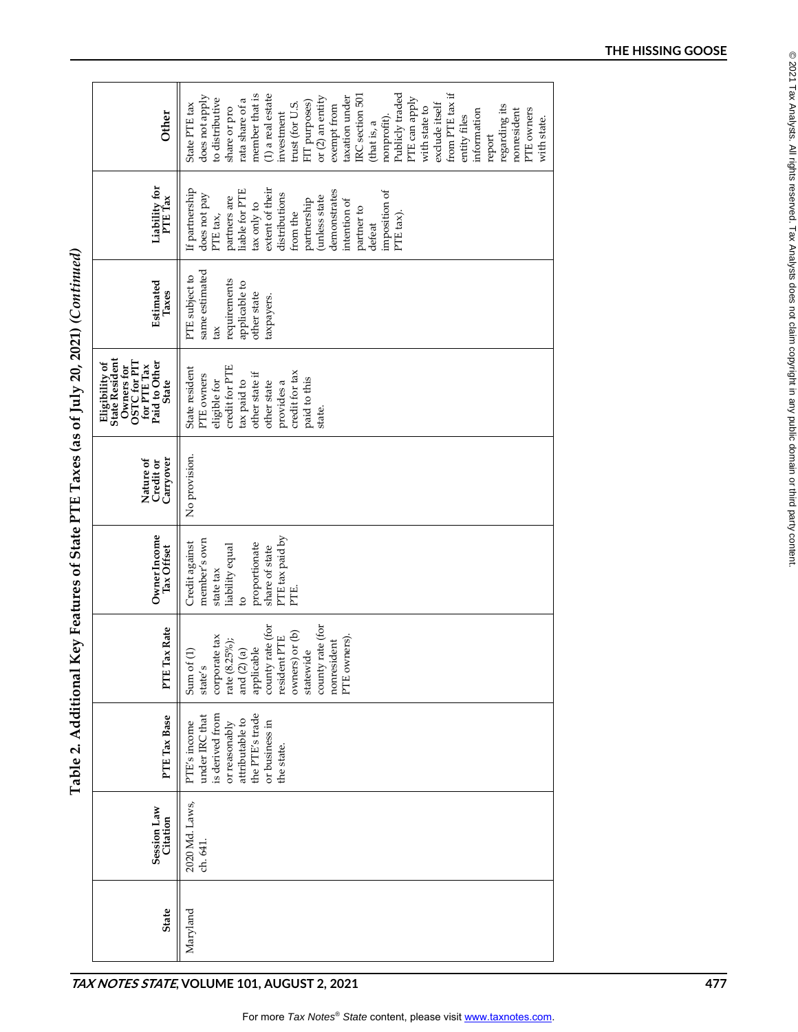# Table 2. Additional Key Features of State PTE Taxes (as of July 20, 2021) *(Continued)*

| State | Session Law Citation | PTE Tax Base | PTE Tax Rate | Owner Income Tax Offset | Nature of Credit or Carryover | Eligibility of State Resident Owners for OSTC for PIT for PTE Tax Paid to Other State | Estimated Taxes | Liability for PTE Tax | Other |
|---|---|---|---|---|---|---|---|---|---|
| Maryland | 2020 Md. Laws, ch. 641. | PTE's income under IRC that is derived from or reasonably attributable to the PTE's trade or business in the state. | Sum of (1) state's corporate tax rate (8.25%); and (2) (a) applicable county rate (for resident PTE owners) or (b) statewide county rate (for nonresident PTE owners). | Credit against member's own state tax liability equal to proportionate share of state PTE tax paid by PTE. | No provision. | State resident PTE owners eligible for credit for PTE tax paid to other state if other state provides a credit for tax paid to this state. | PTE subject to same estimated tax requirements applicable to other state taxpayers. | If partnership does not pay PTE tax, partners are liable for PTE tax only to extent of their distributions from the partnership (unless state demonstrates intention of partner to defeat imposition of PTE tax). | State PTE tax does not apply to distributive share or pro rata share of a member that is (1) a real estate investment trust (for U.S. FIT purposes) or (2) an entity exempt from taxation under IRC section 501 (that is, a nonprofit). Publicly traded PTE can apply with state to exclude itself from PTE tax if entity files information report regarding its nonresident PTE owners with state. |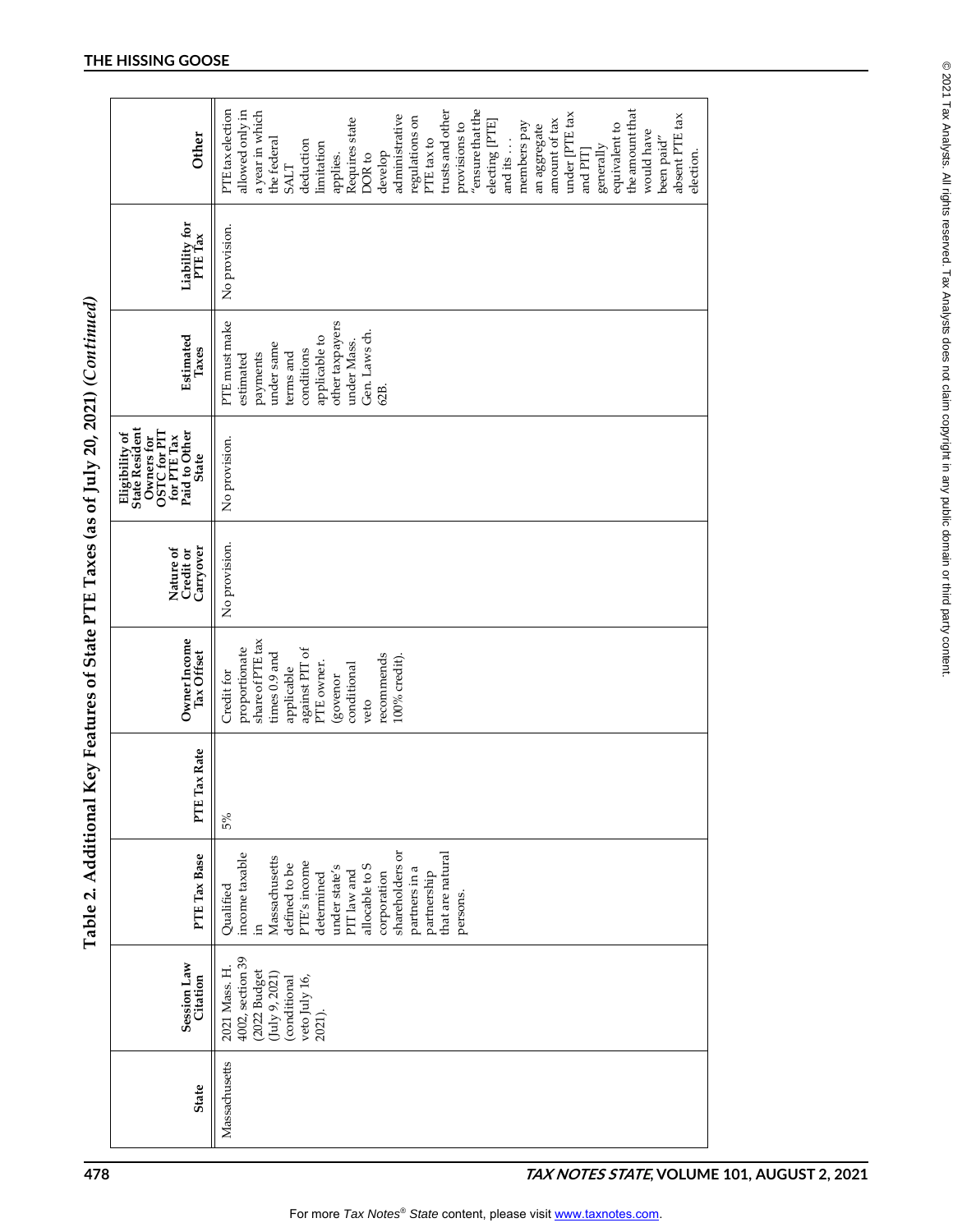## Table 2. Additional Key Features of State PTE Taxes (as of July 20, 2021) (*Continued*)

| State | Session Law Citation | PTE Tax Base | PTE Tax Rate | Owner Income Tax Offset | Nature of Credit or Carryover | Eligibility of State Resident Owners for OSTC for PIT for PTE Tax Paid to Other State | Estimated Taxes | Liability for PTE Tax | Other |
|---|---|---|---|---|---|---|---|---|---|
| Massachusetts | 2021 Mass. H. 4002, section 39 (2022 Budget (July 9, 2021) (conditional veto July 16, 2021). | Qualified income taxable in Massachusetts defined to be PTE's income determined under state's PIT law and allocable to S corporation shareholders or partners in a partnership that are natural persons. | 5% | Credit for proportionate share of PTE tax times 0.9 and applicable against PIT of PTE owner. (governor conditional veto recommends 100% credit). | No provision. | No provision. | PTE must make estimated payments under same terms and conditions applicable to other taxpayers under Mass. Gen. Laws ch. 62B. | No provision. | PTE tax election allowed only in a year in which the federal SALT deduction limitation applies. Requires state DOR to develop administrative regulations on PTE tax to trusts and other provisions to "ensure that the electing [PTE] and its . . . members pay an aggregate amount of tax under [PTE tax and PIT] generally equivalent to the amount that would have been paid" absent PTE tax election. |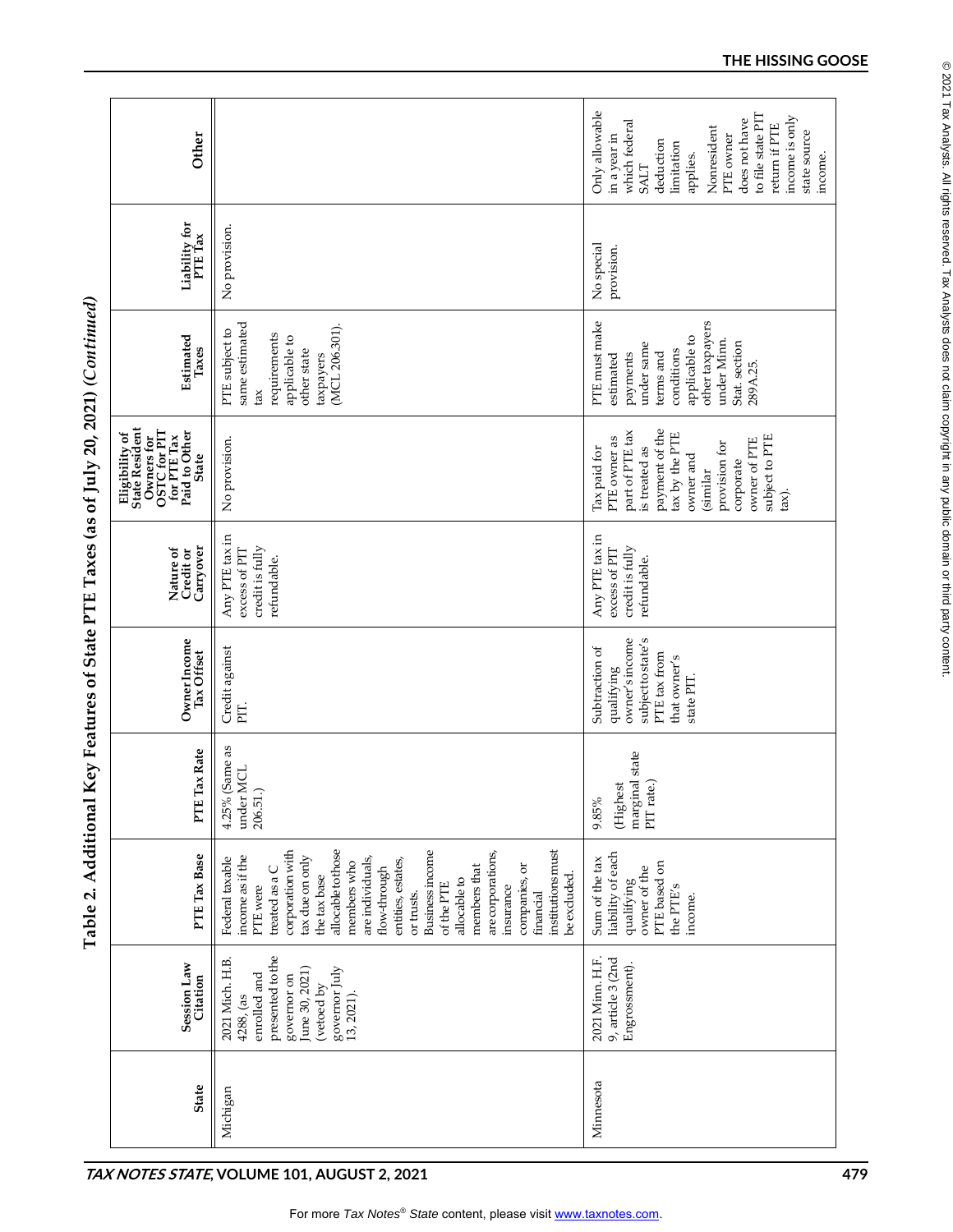## Table 2. Additional Key Features of State PTE Taxes (as of July 20, 2021) (*Continued*)

| State | Session Law Citation | PTE Tax Base | PTE Tax Rate | Owner Income Tax Offset | Nature of Credit or Carryover | Eligibility of State Resident Owners for OSTC for PIT for PTE Tax Paid to Other State | Estimated Taxes | Liability for PTE Tax | Other |
|---|---|---|---|---|---|---|---|---|---|
| Michigan | 2021 Mich. H.B. 4288, (as enrolled and presented to the governor on June 30, 2021) (vetoed by governor July 13, 2021). | Federal taxable income as if the PTE were treated as a C corporation with tax due on only the tax base allocable to those members who are individuals, flow-through entities, estates, or trusts. Business income of the PTE allocable to members that are corporations, insurance companies, or financial institutions must be excluded. | 4.25% (Same as under MCL 206.51.) | Credit against PIT. | Any PTE tax in excess of PIT credit is fully refundable. | No provision. | PTE subject to same estimated tax requirements applicable to other state taxpayers (MCL 206.301). | No provision. | |
| Minnesota | 2021 Minn. H.F. 9, article 3 (2nd Engrossment). | Sum of the tax liability of each qualifying owner of the PTE based on the PTE's income. | 9.85% (Highest marginal state PIT rate.) | Subtraction of qualifying owner's income subject to state's PTE tax from that owner's state PIT. | Any PTE tax in excess of PIT credit is fully refundable. | Tax paid for PTE owner as part of PTE tax is treated as payment of the tax by the PTE owner and (similar provision for corporate owner of PTE subject to PTE tax). | PTE must make estimated payments under same terms and conditions applicable to other taxpayers under Minn. Stat. section 289A.25. | No special provision. | Only allowable in a year in which federal SALT deduction limitation applies. Nonresident PTE owner does not have to file state PIT return if PTE income is only state source income. |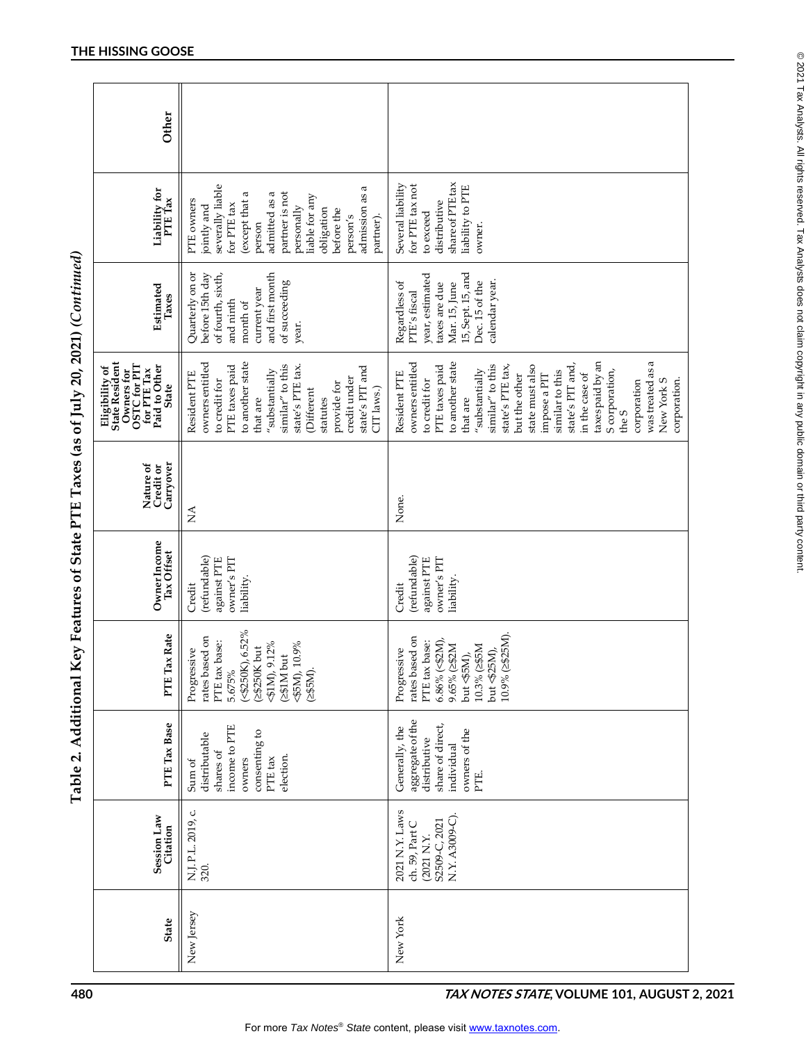## Table 2. Additional Key Features of State PTE Taxes (as of July 20, 2021) (*Continued*)

| State | Session Law Citation | PTE Tax Base | PTE Tax Rate | Owner Income Tax Offset | Nature of Credit or Carryover | Eligibility of State Resident Owners for OSTC for PIT for PTE Tax Paid to Other State | Estimated Taxes | Liability for PTE Tax | Other |
|---|---|---|---|---|---|---|---|---|---|
| New Jersey | N.J. P.L. 2019, c. 320. | Sum of distributable shares of income to PTE owners consenting to PTE tax election. | Progressive rates based on PTE tax base: 5.675% (<$250K), 6.52% (≥$250K but <$1M), 9.12% (≥$1M but <$5M), 10.9% (≥$5M). | Credit (refundable) against PTE owner's PIT liability. | NA | Resident PTE owners entitled to credit for PTE taxes paid to another state that are "substantially similar" to this state's PTE tax. (Different statutes provide for credit under state's PIT and CIT laws.) | Quarterly on or before 15th day of fourth, sixth, and ninth month of current year and first month of succeeding year. | PTE owners jointly and severally liable for PTE tax (except that a person admitted as a partner is not personally liable for any obligation before the person's admission as a partner). | |
| New York | 2021 N.Y. Laws ch. 59, Part C (2021 N.Y. S2509-C, 2021 N.Y. A3009-C). | Generally, the aggregate of the distributive share of direct, individual owners of the PTE. | Progressive rates based on PTE tax base: 6.86% (<$2M), 9.65% (≥$2M but <$5M), 10.3% (≥$5M but <$25M), 10.9% (≥$25M). | Credit (refundable) against PTE owner's PIT liability. | None. | Resident PTE owners entitled to credit for PTE taxes paid to another state that are "substantially similar" to this state's PTE tax, but the other state must also impose a PIT similar to this state's PIT and, in the case of taxes paid by an S corporation, the S corporation was treated as a New York S corporation. | Regardless of PTE's fiscal year, estimated taxes are due Mar. 15, June 15, Sept. 15, and Dec. 15 of the calendar year. | Several liability for PTE tax not to exceed distributive share of PTE tax liability to PTE owner. | |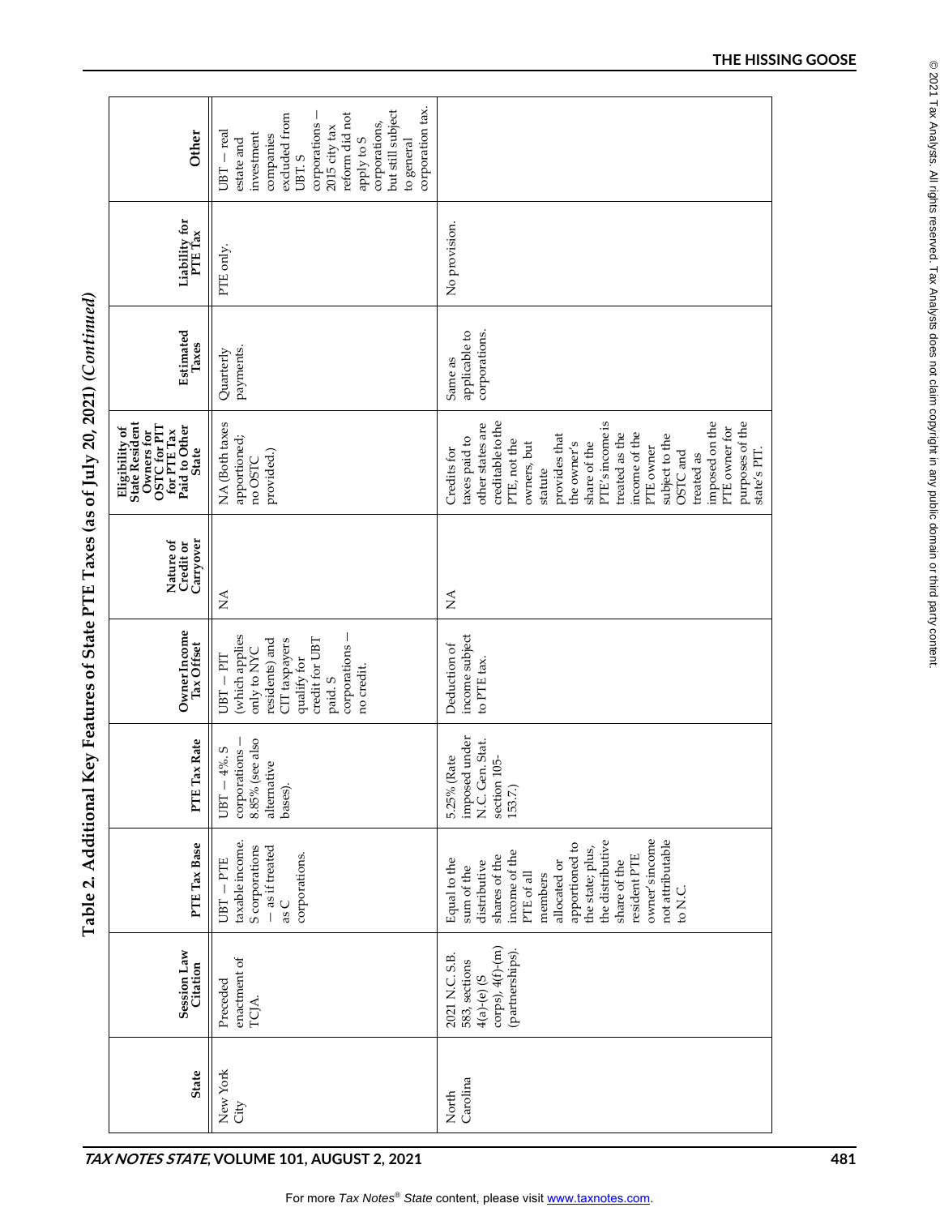## Table 2. Additional Key Features of State PTE Taxes (as of July 20, 2021) *(Continued)*

| State | Session Law Citation | PTE Tax Base | PTE Tax Rate | Owner Income Tax Offset | Nature of Credit or Carryover | Eligibility of State Resident Owners for OSTC for PIT for PTE Tax Paid to Other State | Estimated Taxes | Liability for PTE Tax | Other |
|---|---|---|---|---|---|---|---|---|---|
| New York City | Preceded enactment of TCJA. | UBT – PTE taxable income. S corporations — as if treated as C corporations. | UBT – 4%. S corporations – 8.85% (see also alternative bases). | UBT – PIT (which applies only to NYC residents) and CIT taxpayers qualify for credit for UBT paid. S corporations – no credit. | NA | NA (Both taxes apportioned; no OSTC provided.) | Quarterly payments. | PTE only. | UBT – real estate and investment companies excluded from UBT. S corporations – 2015 city tax reform did not apply to S corporations, but still subject to general corporation tax. |
| North Carolina | 2021 N.C. S.B. 583, sections 4(a)-(e) (S corps), 4(f)-(m) (partnerships). | Equal to the sum of the distributive shares of the income of the PTE of all members allocated or apportioned to the state; plus, the distributive share of the resident PTE owner's income not attributable to N.C. | 5.25% (Rate imposed under N.C. Gen. Stat. section 105-153.7.) | Deduction of income subject to PTE tax. | NA | Credits for taxes paid to other states are creditable to the PTE, not the owners, but statute provides that the owner's share of the PTE's income is treated as the income of the PTE owner subject to the OSTC and treated as imposed on the PTE owner for purposes of the state's PIT. | Same as applicable to corporations. | No provision. | |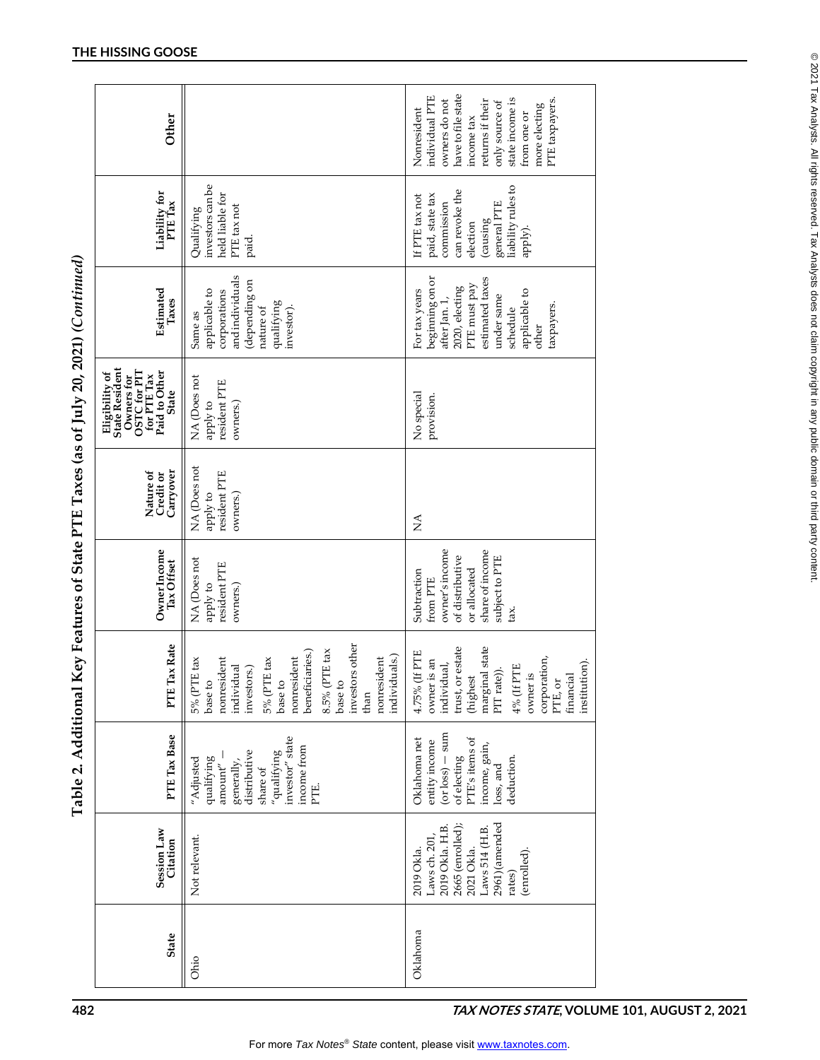## Table 2. Additional Key Features of State PTE Taxes (as of July 20, 2021) (*Continued*)

| State | Session Law Citation | PTE Tax Base | PTE Tax Rate | Owner Income Tax Offset | Nature of Credit or Carryover | Eligibility of State Resident Owners for OSTC for PIT for PTE Tax Paid to Other State | Estimated Taxes | Liability for PTE Tax | Other |
|---|---|---|---|---|---|---|---|---|---|
| Ohio | Not relevant. | "Adjusted qualifying amount" — generally, distributive share of "qualifying investor" state income from PTE. | 5% (PTE tax base to nonresident individual investors.) 5% (PTE tax base to nonresident beneficiaries.) 8.5% (PTE tax base to investors other than nonresident individuals.) | NA (Does not apply to resident PTE owners.) | NA (Does not apply to resident PTE owners.) | NA (Does not apply to resident PTE owners.) | Same as applicable to corporations and individuals (depending on nature of qualifying investor). | Qualifying investors can be held liable for PTE tax not paid. | |
| Oklahoma | 2019 Okla. Laws ch. 201, 2019 Okla. H.B. 2665 (enrolled); 2021 Okla. Laws 514 (H.B. 2961) (amended rates) (enrolled). | Oklahoma net entity income (or loss) — sum of electing PTE's items of income, gain, loss, and deduction. | 4.75% (If PTE owner is an individual, trust, or estate (highest marginal state PIT rate)). 4% (If PTE owner is corporation, PTE, or financial institution). | Subtraction from PTE owner's income of distributive or allocated share of income subject to PTE tax. | NA | No special provision. | For tax years beginning on or after Jan. 1, 2020, electing PTE must pay estimated taxes under same schedule applicable to other taxpayers. | If PTE tax not paid, state tax commission can revoke the election (causing general PTE liability rules to apply). | Nonresident individual PTE owners do not have to file state income tax returns if their only source of state income is from one or more electing PTE taxpayers. |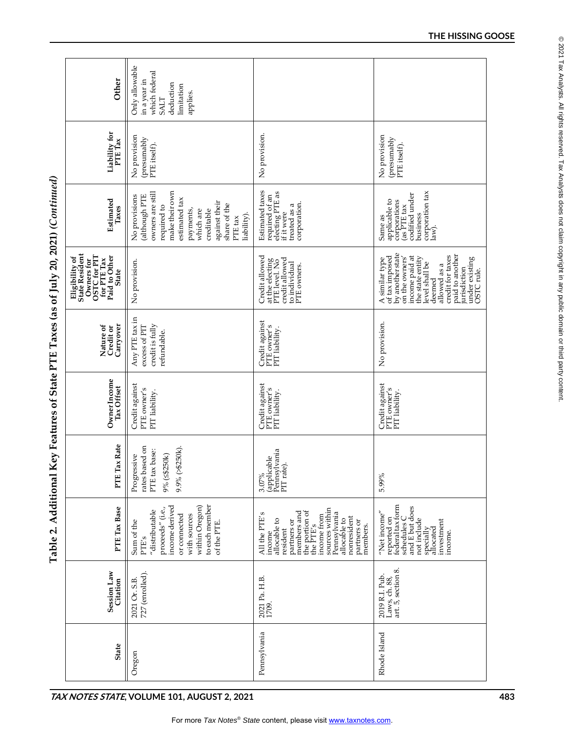## Table 2. Additional Key Features of State PTE Taxes (as of July 20, 2021) (*Continued*)

| State | Session Law Citation | PTE Tax Base | PTE Tax Rate | Owner Income Tax Offset | Nature of Credit or Carryover | Eligibility of State Resident Owners for OSTC for PIT for PTE Tax Paid to Other State | Estimated Taxes | Liability for PTE Tax | Other |
|---|---|---|---|---|---|---|---|---|---|
| Oregon | 2021 Or. S.B. 727 (enrolled). | Sum of the PTE's "distributable proceeds" (i.e., income derived or connected with sources within Oregon) to each member of the PTE. | Progressive rates based on PTE tax base: 9% (≤$250k) 9.9% (>$250k). | Credit against PTE owner's PIT liability. | Any PTE tax in excess of PIT credit is fully refundable. | No provision. | No provisions (although PTE owners are still required to make their own estimated tax payments, which are creditable against their share of the PTE tax liability). | No provision (presumably PTE itself). | Only allowable in a year in which federal SALT deduction limitation applies. |
| Pennsylvania | 2021 Pa. H.B. 1709. | All the PTE's income allocable to resident partners or members and the portion of the PTE's income from sources within Pennsylvania allocable to nonresident partners or members. | 3.07% (applicable Pennsylvania PIT rate). | Credit against PTE owner's PIT liability. | Credit against PTE owner's PIT liability. | Credit allowed at the electing PTE level. No credit allowed to individual PTE owners. | Estimated taxes required of an electing PTE as if it were treated as a corporation. | No provision. | |
| Rhode Island | 2019 R.I. Pub. Laws, ch. 88, art. 5, section 8. | "Net income" reported on federal tax form schedules C and E but does not include specially allocated investment income. | 5.99% | Credit against PTE owner's PIT liability. | No provision. | A similar type of tax imposed by another state on the owners' income paid at the state entity level shall be deemed allowed as a credit for taxes paid to another jurisdiction under existing OSTC rule. | Same as applicable to corporations (as PTE tax codified under business corporation tax law). | No provision (presumably PTE itself). | |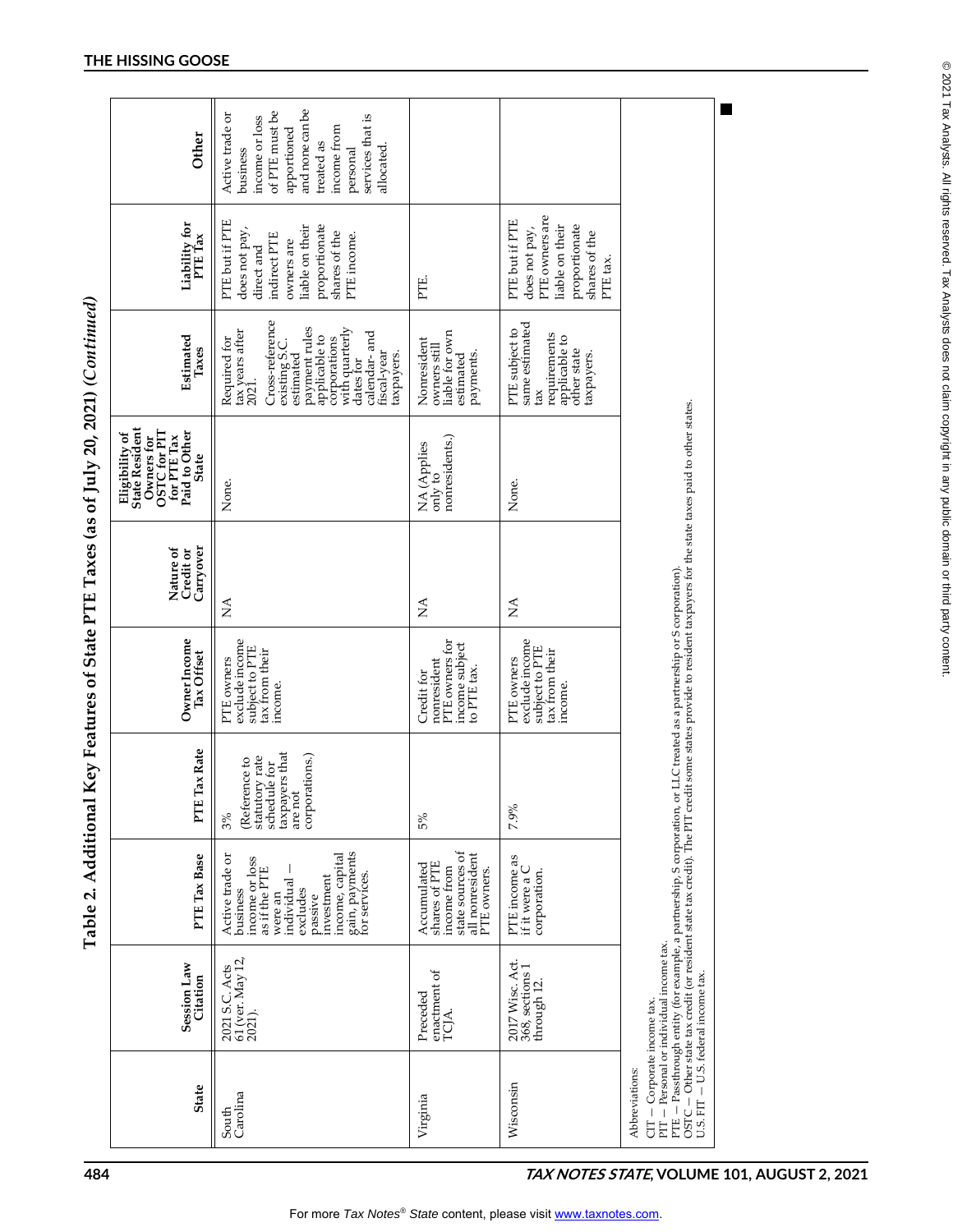## Table 2. Additional Key Features of State PTE Taxes (as of July 20, 2021) *(Continued)*

| State | Session Law Citation | PTE Tax Base | PTE Tax Rate | Owner Income Tax Offset | Nature of Credit or Carryover | Eligibility of State Resident Owners for OSTC for PIT for PTE Tax Paid to Other State | Estimated Taxes | Liability for PTE Tax | Other |
|---|---|---|---|---|---|---|---|---|---|
| South Carolina | 2021 S.C. Acts 61 (ver. May 12, 2021). | Active trade or business income or loss as if the PTE were an individual — excludes passive investment income, capital gain, payments for services. | 3% (Reference to statutory rate schedule for taxpayers that are not corporations.) | PTE owners exclude income subject to PTE tax from their income. | NA | None. | Required for tax years after 2021. Cross-reference existing S.C. estimated payment rules applicable to corporations with quarterly dates for calendar- and fiscal-year taxpayers. | PTE but if PTE does not pay, direct and indirect PTE owners are liable on their proportionate shares of the PTE income. | Active trade or business income or loss of PTE must be apportioned and none can be treated as income from personal services that is allocated. |
| Virginia | Preceded enactment of TCJA. | Accumulated shares of PTE income from state sources of all nonresident PTE owners. | 5% | Credit for nonresident PTE owners for income subject to PTE tax. | NA | NA (Applies only to nonresidents.) | Nonresident owners still liable for own estimated payments. | PTE. | |
| Wisconsin | 2017 Wisc. Act. 368, sections 1 through 12. | PTE income as if it were a C corporation. | 7.9% | PTE owners exclude income subject to PTE tax from their income. | NA | None. | PTE subject to same estimated tax requirements applicable to other state taxpayers. | PTE but if PTE does not pay, PTE owners are liable on their proportionate shares of the PTE tax. | |

Abbreviations:
CIT — Corporate income tax.
PIT — Personal or individual income tax.
PTE — Passthrough entity (for example, a partnership, S corporation, or LLC treated as a partnership or S corporation).
OSTC — Other state tax credit (or resident state tax credit). The PIT credit some states provide to resident taxpayers for the state taxes paid to other states.
U.S. FIT — U.S. federal income tax.

■